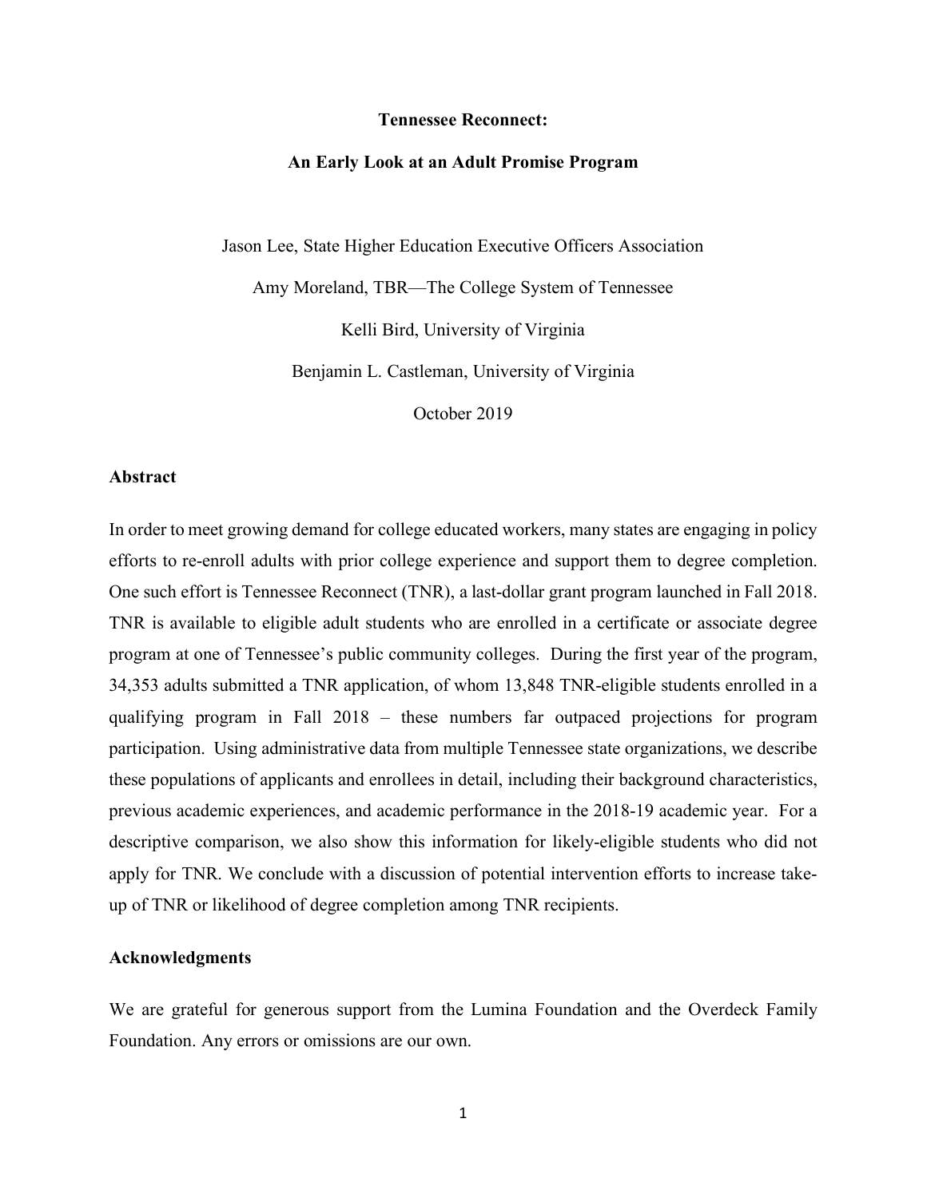# Tennessee Reconnect:

## An Early Look at an Adult Promise Program

Jason Lee, State Higher Education Executive Officers Association

Amy Moreland, TBR—The College System of Tennessee

Kelli Bird, University of Virginia

Benjamin L. Castleman, University of Virginia

October 2019

### Abstract

In order to meet growing demand for college educated workers, many states are engaging in policy efforts to re-enroll adults with prior college experience and support them to degree completion. One such effort is Tennessee Reconnect (TNR), a last-dollar grant program launched in Fall 2018. TNR is available to eligible adult students who are enrolled in a certificate or associate degree program at one of Tennessee's public community colleges. During the first year of the program, 34,353 adults submitted a TNR application, of whom 13,848 TNR-eligible students enrolled in a qualifying program in Fall 2018 – these numbers far outpaced projections for program participation. Using administrative data from multiple Tennessee state organizations, we describe these populations of applicants and enrollees in detail, including their background characteristics, previous academic experiences, and academic performance in the 2018-19 academic year. For a descriptive comparison, we also show this information for likely-eligible students who did not apply for TNR. We conclude with a discussion of potential intervention efforts to increase take-up of TNR or likelihood of degree completion among TNR recipients.

### Acknowledgments

We are grateful for generous support from the Lumina Foundation and the Overdeck Family Foundation. Any errors or omissions are our own.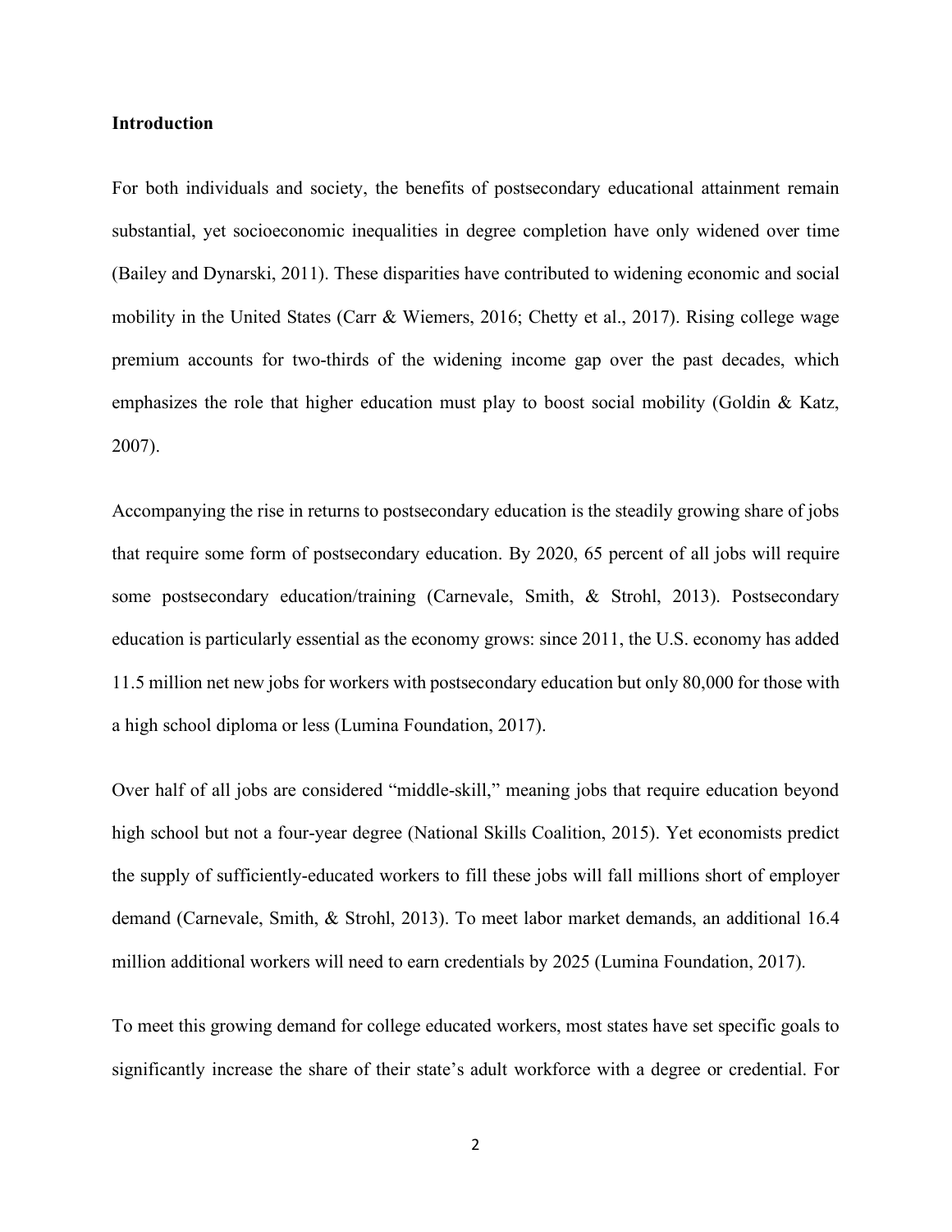**Introduction**

For both individuals and society, the benefits of postsecondary educational attainment remain substantial, yet socioeconomic inequalities in degree completion have only widened over time (Bailey and Dynarski, 2011). These disparities have contributed to widening economic and social mobility in the United States (Carr & Wiemers, 2016; Chetty et al., 2017). Rising college wage premium accounts for two-thirds of the widening income gap over the past decades, which emphasizes the role that higher education must play to boost social mobility (Goldin & Katz, 2007).

Accompanying the rise in returns to postsecondary education is the steadily growing share of jobs that require some form of postsecondary education. By 2020, 65 percent of all jobs will require some postsecondary education/training (Carnevale, Smith, & Strohl, 2013). Postsecondary education is particularly essential as the economy grows: since 2011, the U.S. economy has added 11.5 million net new jobs for workers with postsecondary education but only 80,000 for those with a high school diploma or less (Lumina Foundation, 2017).

Over half of all jobs are considered "middle-skill," meaning jobs that require education beyond high school but not a four-year degree (National Skills Coalition, 2015). Yet economists predict the supply of sufficiently-educated workers to fill these jobs will fall millions short of employer demand (Carnevale, Smith, & Strohl, 2013). To meet labor market demands, an additional 16.4 million additional workers will need to earn credentials by 2025 (Lumina Foundation, 2017).

To meet this growing demand for college educated workers, most states have set specific goals to significantly increase the share of their state's adult workforce with a degree or credential. For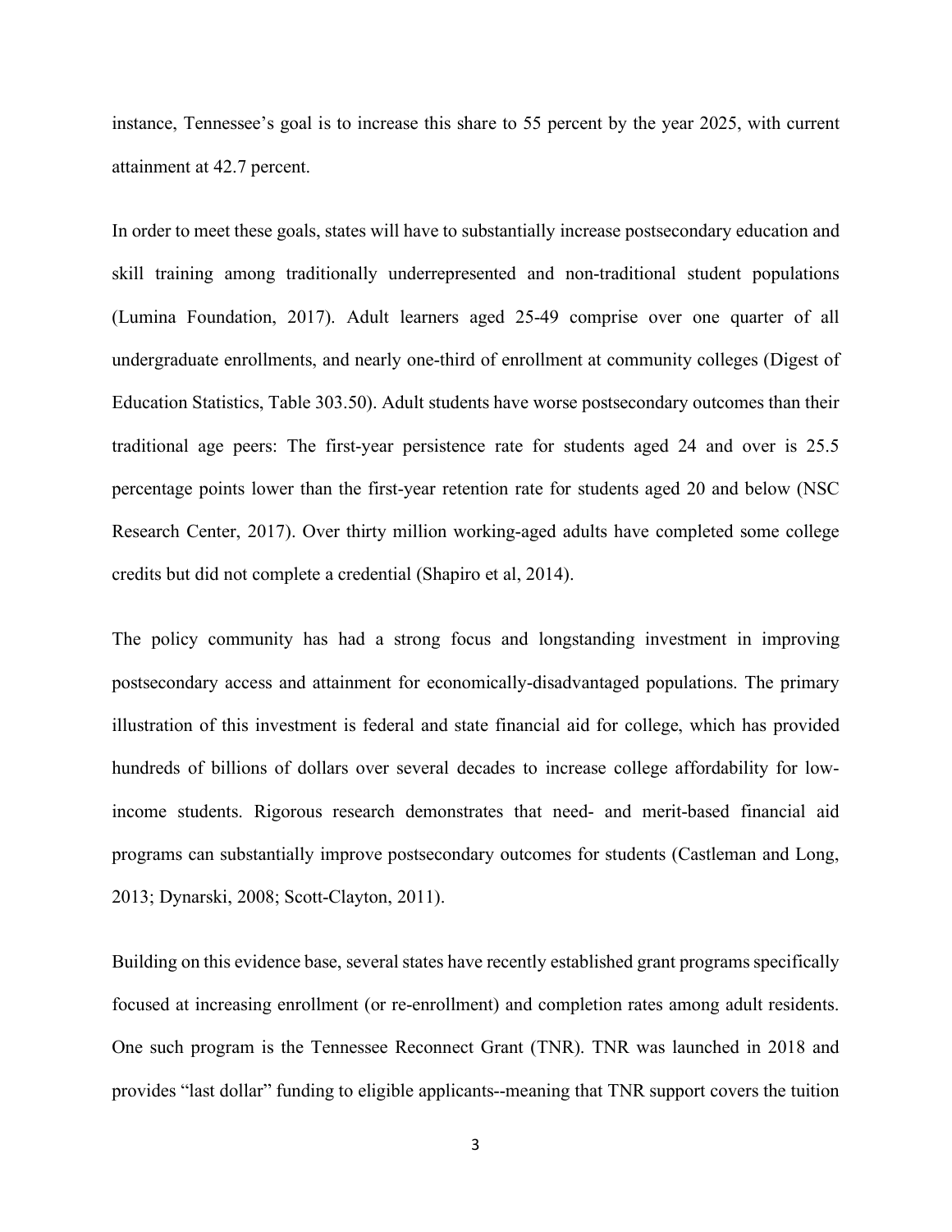instance, Tennessee's goal is to increase this share to 55 percent by the year 2025, with current attainment at 42.7 percent.

In order to meet these goals, states will have to substantially increase postsecondary education and skill training among traditionally underrepresented and non-traditional student populations (Lumina Foundation, 2017). Adult learners aged 25-49 comprise over one quarter of all undergraduate enrollments, and nearly one-third of enrollment at community colleges (Digest of Education Statistics, Table 303.50). Adult students have worse postsecondary outcomes than their traditional age peers: The first-year persistence rate for students aged 24 and over is 25.5 percentage points lower than the first-year retention rate for students aged 20 and below (NSC Research Center, 2017). Over thirty million working-aged adults have completed some college credits but did not complete a credential (Shapiro et al, 2014).

The policy community has had a strong focus and longstanding investment in improving postsecondary access and attainment for economically-disadvantaged populations. The primary illustration of this investment is federal and state financial aid for college, which has provided hundreds of billions of dollars over several decades to increase college affordability for low-income students. Rigorous research demonstrates that need- and merit-based financial aid programs can substantially improve postsecondary outcomes for students (Castleman and Long, 2013; Dynarski, 2008; Scott-Clayton, 2011).

Building on this evidence base, several states have recently established grant programs specifically focused at increasing enrollment (or re-enrollment) and completion rates among adult residents. One such program is the Tennessee Reconnect Grant (TNR). TNR was launched in 2018 and provides "last dollar" funding to eligible applicants--meaning that TNR support covers the tuition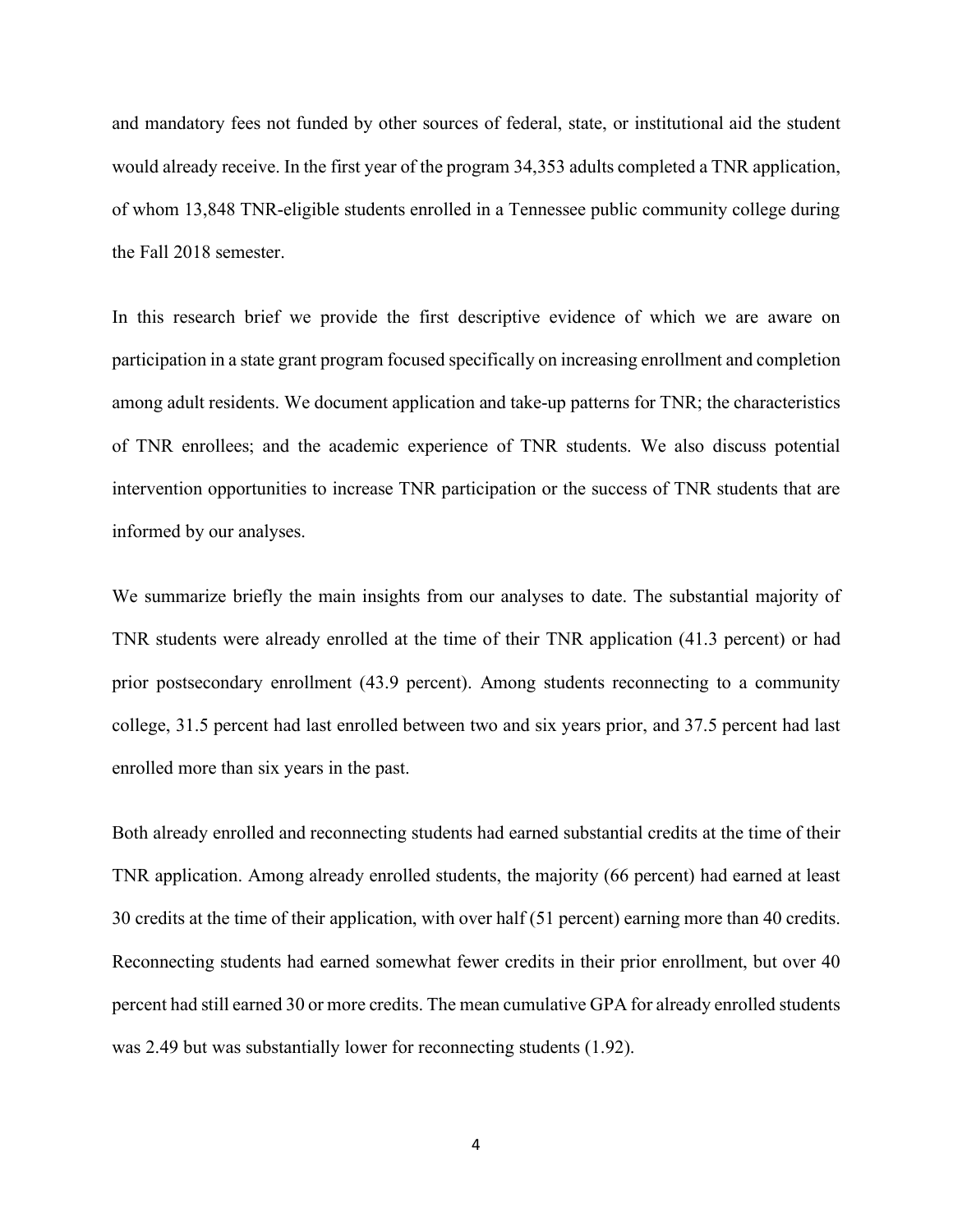and mandatory fees not funded by other sources of federal, state, or institutional aid the student would already receive. In the first year of the program 34,353 adults completed a TNR application, of whom 13,848 TNR-eligible students enrolled in a Tennessee public community college during the Fall 2018 semester.

In this research brief we provide the first descriptive evidence of which we are aware on participation in a state grant program focused specifically on increasing enrollment and completion among adult residents. We document application and take-up patterns for TNR; the characteristics of TNR enrollees; and the academic experience of TNR students. We also discuss potential intervention opportunities to increase TNR participation or the success of TNR students that are informed by our analyses.

We summarize briefly the main insights from our analyses to date. The substantial majority of TNR students were already enrolled at the time of their TNR application (41.3 percent) or had prior postsecondary enrollment (43.9 percent). Among students reconnecting to a community college, 31.5 percent had last enrolled between two and six years prior, and 37.5 percent had last enrolled more than six years in the past.

Both already enrolled and reconnecting students had earned substantial credits at the time of their TNR application. Among already enrolled students, the majority (66 percent) had earned at least 30 credits at the time of their application, with over half (51 percent) earning more than 40 credits. Reconnecting students had earned somewhat fewer credits in their prior enrollment, but over 40 percent had still earned 30 or more credits. The mean cumulative GPA for already enrolled students was 2.49 but was substantially lower for reconnecting students (1.92).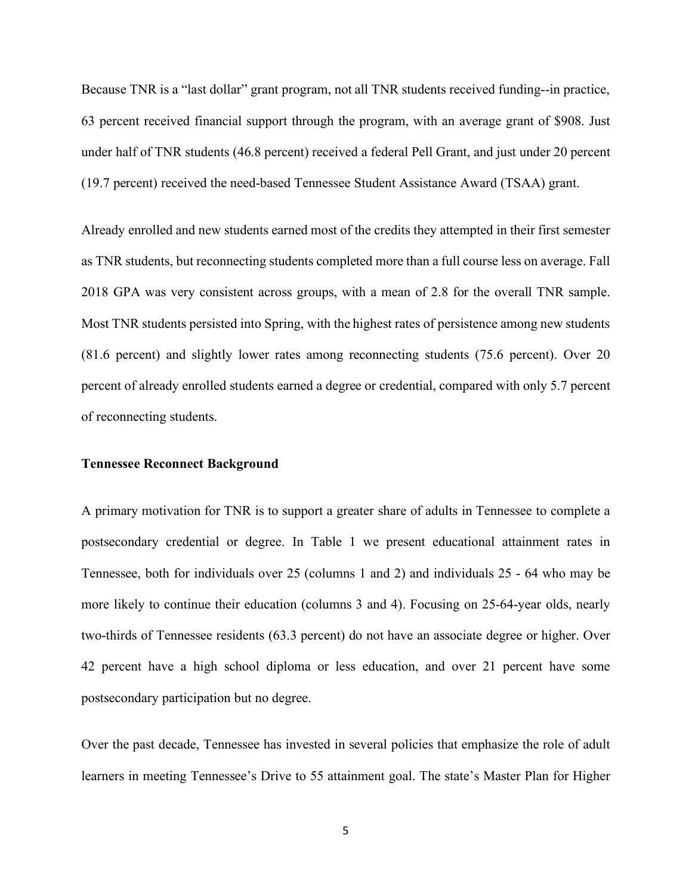Because TNR is a "last dollar" grant program, not all TNR students received funding--in practice, 63 percent received financial support through the program, with an average grant of $908. Just under half of TNR students (46.8 percent) received a federal Pell Grant, and just under 20 percent (19.7 percent) received the need-based Tennessee Student Assistance Award (TSAA) grant.

Already enrolled and new students earned most of the credits they attempted in their first semester as TNR students, but reconnecting students completed more than a full course less on average. Fall 2018 GPA was very consistent across groups, with a mean of 2.8 for the overall TNR sample. Most TNR students persisted into Spring, with the highest rates of persistence among new students (81.6 percent) and slightly lower rates among reconnecting students (75.6 percent). Over 20 percent of already enrolled students earned a degree or credential, compared with only 5.7 percent of reconnecting students.

### Tennessee Reconnect Background

A primary motivation for TNR is to support a greater share of adults in Tennessee to complete a postsecondary credential or degree. In Table 1 we present educational attainment rates in Tennessee, both for individuals over 25 (columns 1 and 2) and individuals 25 - 64 who may be more likely to continue their education (columns 3 and 4). Focusing on 25-64-year olds, nearly two-thirds of Tennessee residents (63.3 percent) do not have an associate degree or higher. Over 42 percent have a high school diploma or less education, and over 21 percent have some postsecondary participation but no degree.

Over the past decade, Tennessee has invested in several policies that emphasize the role of adult learners in meeting Tennessee's Drive to 55 attainment goal. The state's Master Plan for Higher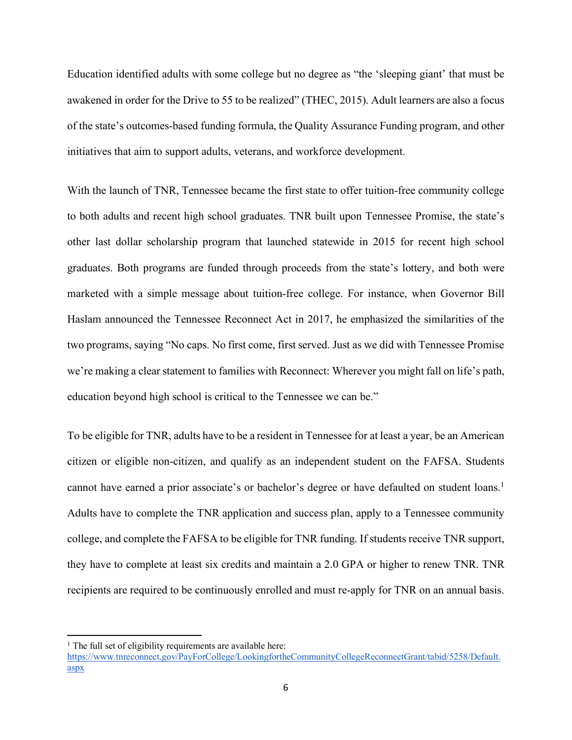Education identified adults with some college but no degree as "the 'sleeping giant' that must be awakened in order for the Drive to 55 to be realized" (THEC, 2015). Adult learners are also a focus of the state's outcomes-based funding formula, the Quality Assurance Funding program, and other initiatives that aim to support adults, veterans, and workforce development.

With the launch of TNR, Tennessee became the first state to offer tuition-free community college to both adults and recent high school graduates. TNR built upon Tennessee Promise, the state's other last dollar scholarship program that launched statewide in 2015 for recent high school graduates. Both programs are funded through proceeds from the state's lottery, and both were marketed with a simple message about tuition-free college. For instance, when Governor Bill Haslam announced the Tennessee Reconnect Act in 2017, he emphasized the similarities of the two programs, saying "No caps. No first come, first served. Just as we did with Tennessee Promise we're making a clear statement to families with Reconnect: Wherever you might fall on life's path, education beyond high school is critical to the Tennessee we can be."

To be eligible for TNR, adults have to be a resident in Tennessee for at least a year, be an American citizen or eligible non-citizen, and qualify as an independent student on the FAFSA. Students cannot have earned a prior associate's or bachelor's degree or have defaulted on student loans.[1] Adults have to complete the TNR application and success plan, apply to a Tennessee community college, and complete the FAFSA to be eligible for TNR funding. If students receive TNR support, they have to complete at least six credits and maintain a 2.0 GPA or higher to renew TNR. TNR recipients are required to be continuously enrolled and must re-apply for TNR on an annual basis.

---

[1] The full set of eligibility requirements are available here: https://www.tnreconnect.gov/PayForCollege/LookingfortheCommunityCollegeReconnectGrant/tabid/5258/Default.aspx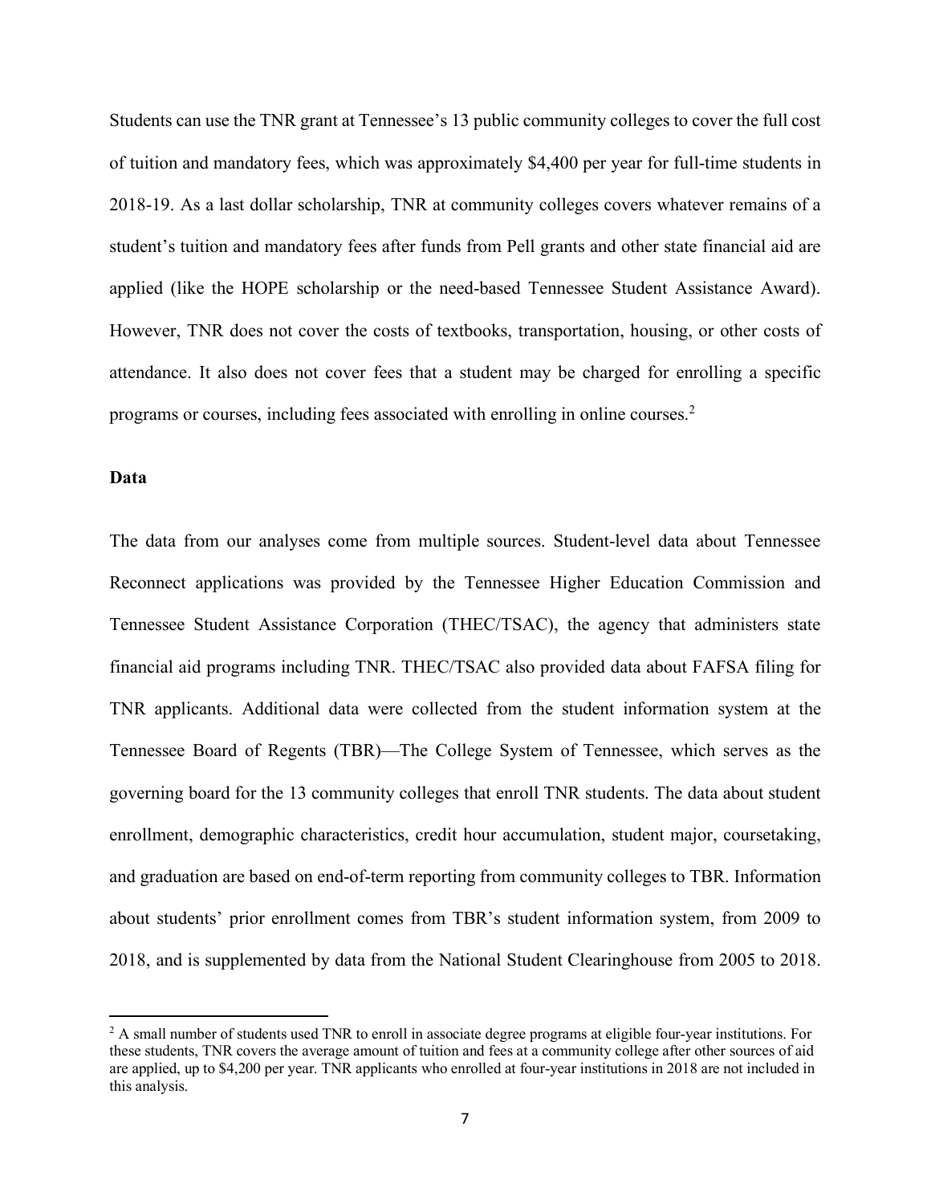Students can use the TNR grant at Tennessee's 13 public community colleges to cover the full cost of tuition and mandatory fees, which was approximately $4,400 per year for full-time students in 2018-19. As a last dollar scholarship, TNR at community colleges covers whatever remains of a student's tuition and mandatory fees after funds from Pell grants and other state financial aid are applied (like the HOPE scholarship or the need-based Tennessee Student Assistance Award). However, TNR does not cover the costs of textbooks, transportation, housing, or other costs of attendance. It also does not cover fees that a student may be charged for enrolling a specific programs or courses, including fees associated with enrolling in online courses.[2]

**Data**

The data from our analyses come from multiple sources. Student-level data about Tennessee Reconnect applications was provided by the Tennessee Higher Education Commission and Tennessee Student Assistance Corporation (THEC/TSAC), the agency that administers state financial aid programs including TNR. THEC/TSAC also provided data about FAFSA filing for TNR applicants. Additional data were collected from the student information system at the Tennessee Board of Regents (TBR)—The College System of Tennessee, which serves as the governing board for the 13 community colleges that enroll TNR students. The data about student enrollment, demographic characteristics, credit hour accumulation, student major, coursetaking, and graduation are based on end-of-term reporting from community colleges to TBR. Information about students' prior enrollment comes from TBR's student information system, from 2009 to 2018, and is supplemented by data from the National Student Clearinghouse from 2005 to 2018.

[2] A small number of students used TNR to enroll in associate degree programs at eligible four-year institutions. For these students, TNR covers the average amount of tuition and fees at a community college after other sources of aid are applied, up to $4,200 per year. TNR applicants who enrolled at four-year institutions in 2018 are not included in this analysis.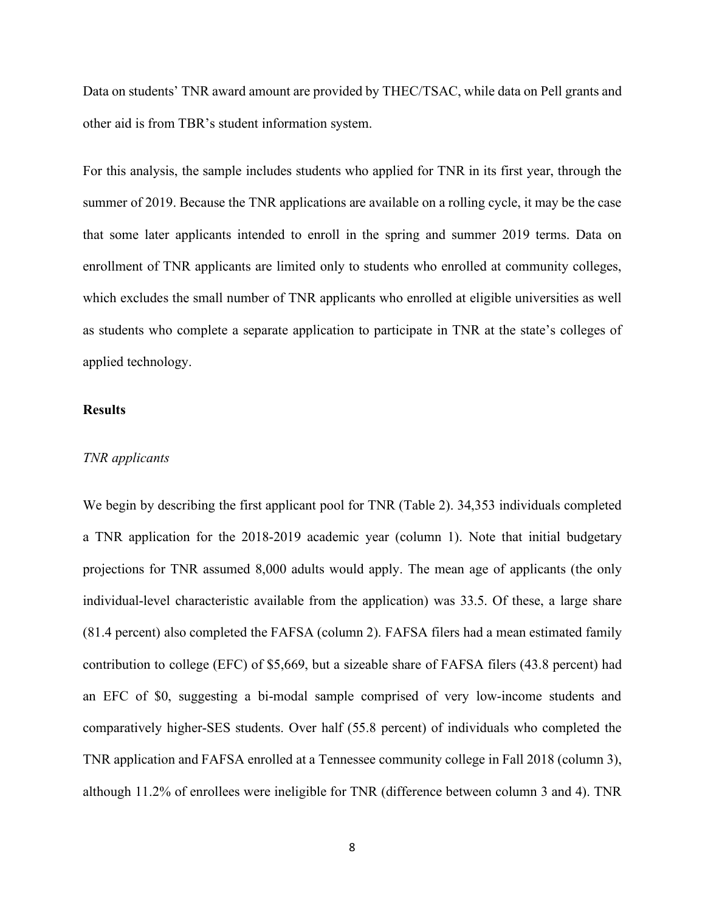Data on students' TNR award amount are provided by THEC/TSAC, while data on Pell grants and other aid is from TBR's student information system.

For this analysis, the sample includes students who applied for TNR in its first year, through the summer of 2019. Because the TNR applications are available on a rolling cycle, it may be the case that some later applicants intended to enroll in the spring and summer 2019 terms. Data on enrollment of TNR applicants are limited only to students who enrolled at community colleges, which excludes the small number of TNR applicants who enrolled at eligible universities as well as students who complete a separate application to participate in TNR at the state's colleges of applied technology.

## Results

### *TNR applicants*

We begin by describing the first applicant pool for TNR (Table 2). 34,353 individuals completed a TNR application for the 2018-2019 academic year (column 1). Note that initial budgetary projections for TNR assumed 8,000 adults would apply. The mean age of applicants (the only individual-level characteristic available from the application) was 33.5. Of these, a large share (81.4 percent) also completed the FAFSA (column 2). FAFSA filers had a mean estimated family contribution to college (EFC) of $5,669, but a sizeable share of FAFSA filers (43.8 percent) had an EFC of $0, suggesting a bi-modal sample comprised of very low-income students and comparatively higher-SES students. Over half (55.8 percent) of individuals who completed the TNR application and FAFSA enrolled at a Tennessee community college in Fall 2018 (column 3), although 11.2% of enrollees were ineligible for TNR (difference between column 3 and 4). TNR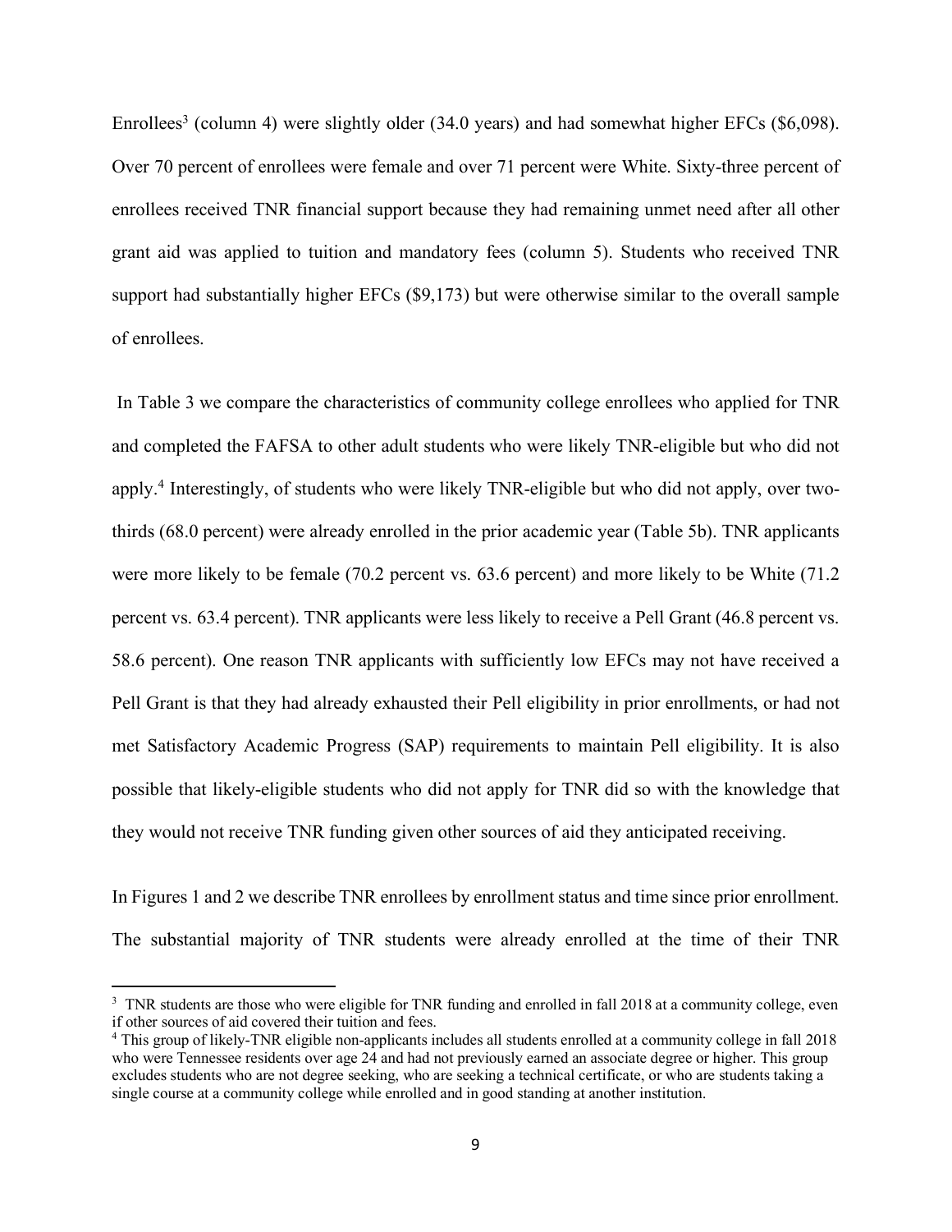Enrollees[3] (column 4) were slightly older (34.0 years) and had somewhat higher EFCs ($6,098). Over 70 percent of enrollees were female and over 71 percent were White. Sixty-three percent of enrollees received TNR financial support because they had remaining unmet need after all other grant aid was applied to tuition and mandatory fees (column 5). Students who received TNR support had substantially higher EFCs ($9,173) but were otherwise similar to the overall sample of enrollees.

In Table 3 we compare the characteristics of community college enrollees who applied for TNR and completed the FAFSA to other adult students who were likely TNR-eligible but who did not apply.[4] Interestingly, of students who were likely TNR-eligible but who did not apply, over two-thirds (68.0 percent) were already enrolled in the prior academic year (Table 5b). TNR applicants were more likely to be female (70.2 percent vs. 63.6 percent) and more likely to be White (71.2 percent vs. 63.4 percent). TNR applicants were less likely to receive a Pell Grant (46.8 percent vs. 58.6 percent). One reason TNR applicants with sufficiently low EFCs may not have received a Pell Grant is that they had already exhausted their Pell eligibility in prior enrollments, or had not met Satisfactory Academic Progress (SAP) requirements to maintain Pell eligibility. It is also possible that likely-eligible students who did not apply for TNR did so with the knowledge that they would not receive TNR funding given other sources of aid they anticipated receiving.

In Figures 1 and 2 we describe TNR enrollees by enrollment status and time since prior enrollment. The substantial majority of TNR students were already enrolled at the time of their TNR

---

[3] TNR students are those who were eligible for TNR funding and enrolled in fall 2018 at a community college, even if other sources of aid covered their tuition and fees.

[4] This group of likely-TNR eligible non-applicants includes all students enrolled at a community college in fall 2018 who were Tennessee residents over age 24 and had not previously earned an associate degree or higher. This group excludes students who are not degree seeking, who are seeking a technical certificate, or who are students taking a single course at a community college while enrolled and in good standing at another institution.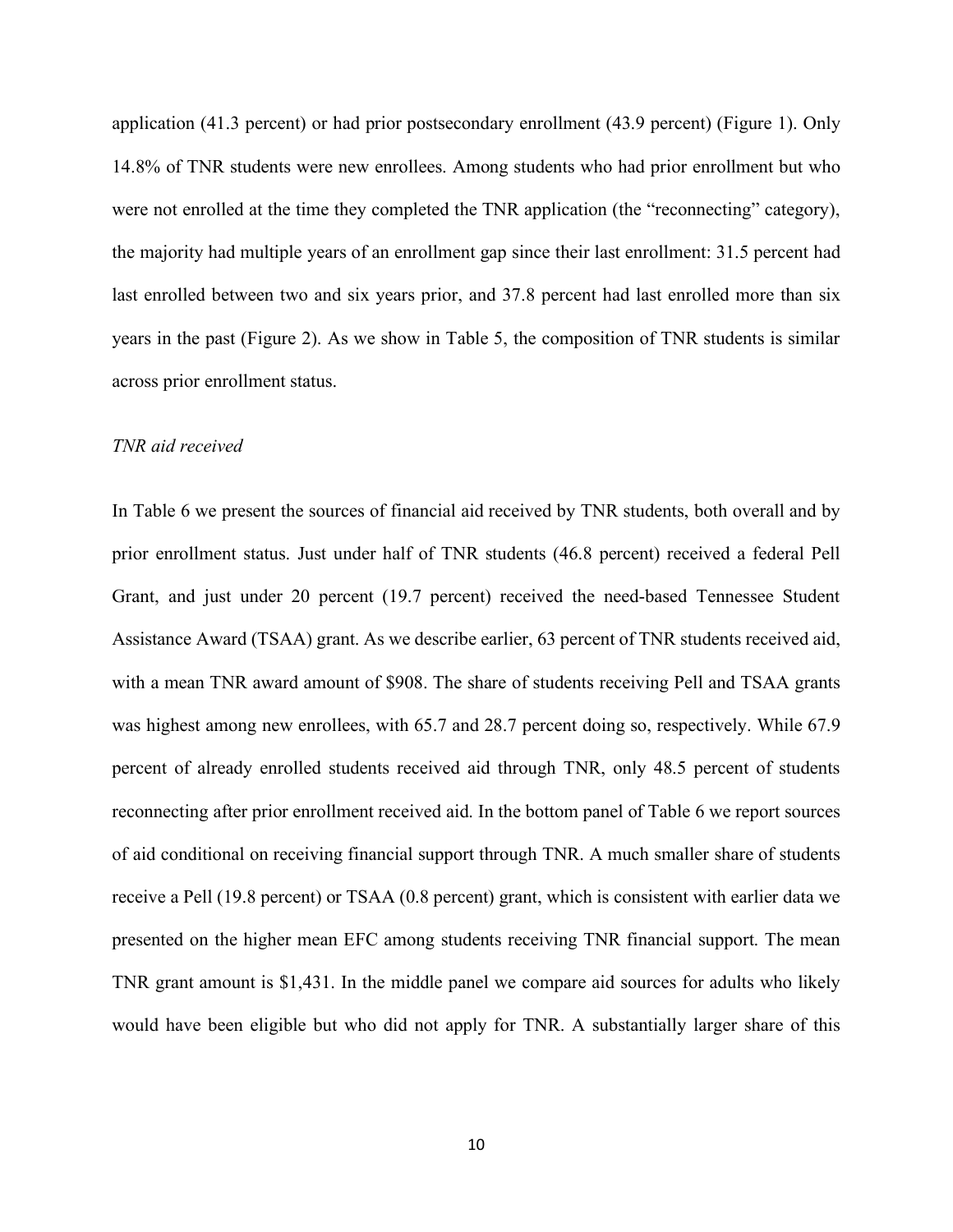application (41.3 percent) or had prior postsecondary enrollment (43.9 percent) (Figure 1). Only 14.8% of TNR students were new enrollees. Among students who had prior enrollment but who were not enrolled at the time they completed the TNR application (the "reconnecting" category), the majority had multiple years of an enrollment gap since their last enrollment: 31.5 percent had last enrolled between two and six years prior, and 37.8 percent had last enrolled more than six years in the past (Figure 2). As we show in Table 5, the composition of TNR students is similar across prior enrollment status.

*TNR aid received*

In Table 6 we present the sources of financial aid received by TNR students, both overall and by prior enrollment status. Just under half of TNR students (46.8 percent) received a federal Pell Grant, and just under 20 percent (19.7 percent) received the need-based Tennessee Student Assistance Award (TSAA) grant. As we describe earlier, 63 percent of TNR students received aid, with a mean TNR award amount of $908. The share of students receiving Pell and TSAA grants was highest among new enrollees, with 65.7 and 28.7 percent doing so, respectively. While 67.9 percent of already enrolled students received aid through TNR, only 48.5 percent of students reconnecting after prior enrollment received aid. In the bottom panel of Table 6 we report sources of aid conditional on receiving financial support through TNR. A much smaller share of students receive a Pell (19.8 percent) or TSAA (0.8 percent) grant, which is consistent with earlier data we presented on the higher mean EFC among students receiving TNR financial support. The mean TNR grant amount is $1,431. In the middle panel we compare aid sources for adults who likely would have been eligible but who did not apply for TNR. A substantially larger share of this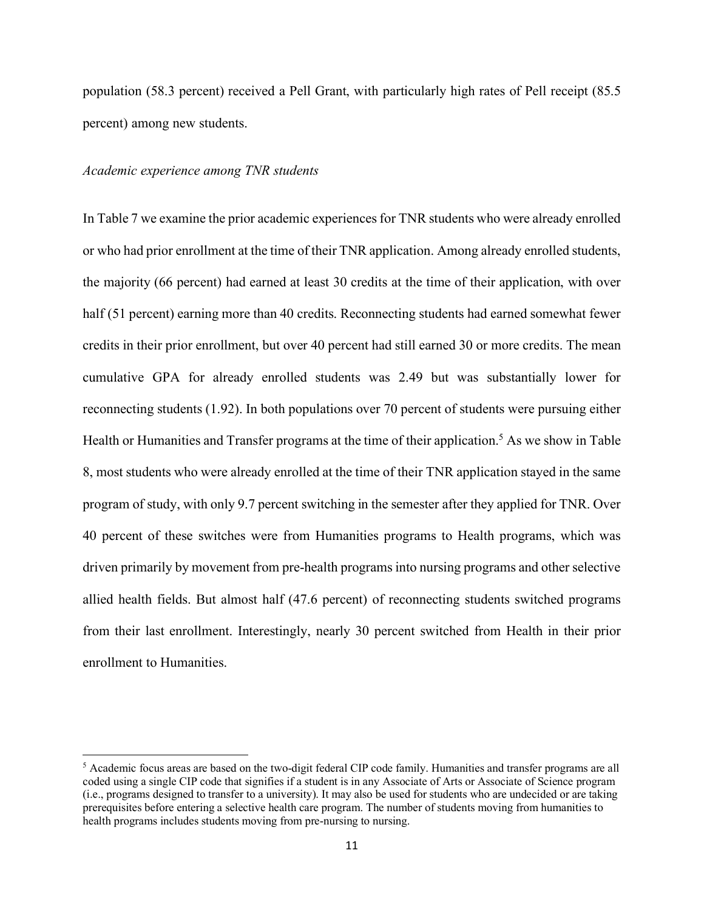population (58.3 percent) received a Pell Grant, with particularly high rates of Pell receipt (85.5 percent) among new students.

*Academic experience among TNR students*

In Table 7 we examine the prior academic experiences for TNR students who were already enrolled or who had prior enrollment at the time of their TNR application. Among already enrolled students, the majority (66 percent) had earned at least 30 credits at the time of their application, with over half (51 percent) earning more than 40 credits. Reconnecting students had earned somewhat fewer credits in their prior enrollment, but over 40 percent had still earned 30 or more credits. The mean cumulative GPA for already enrolled students was 2.49 but was substantially lower for reconnecting students (1.92). In both populations over 70 percent of students were pursuing either Health or Humanities and Transfer programs at the time of their application.[5] As we show in Table 8, most students who were already enrolled at the time of their TNR application stayed in the same program of study, with only 9.7 percent switching in the semester after they applied for TNR. Over 40 percent of these switches were from Humanities programs to Health programs, which was driven primarily by movement from pre-health programs into nursing programs and other selective allied health fields. But almost half (47.6 percent) of reconnecting students switched programs from their last enrollment. Interestingly, nearly 30 percent switched from Health in their prior enrollment to Humanities.

[5] Academic focus areas are based on the two-digit federal CIP code family. Humanities and transfer programs are all coded using a single CIP code that signifies if a student is in any Associate of Arts or Associate of Science program (i.e., programs designed to transfer to a university). It may also be used for students who are undecided or are taking prerequisites before entering a selective health care program. The number of students moving from humanities to health programs includes students moving from pre-nursing to nursing.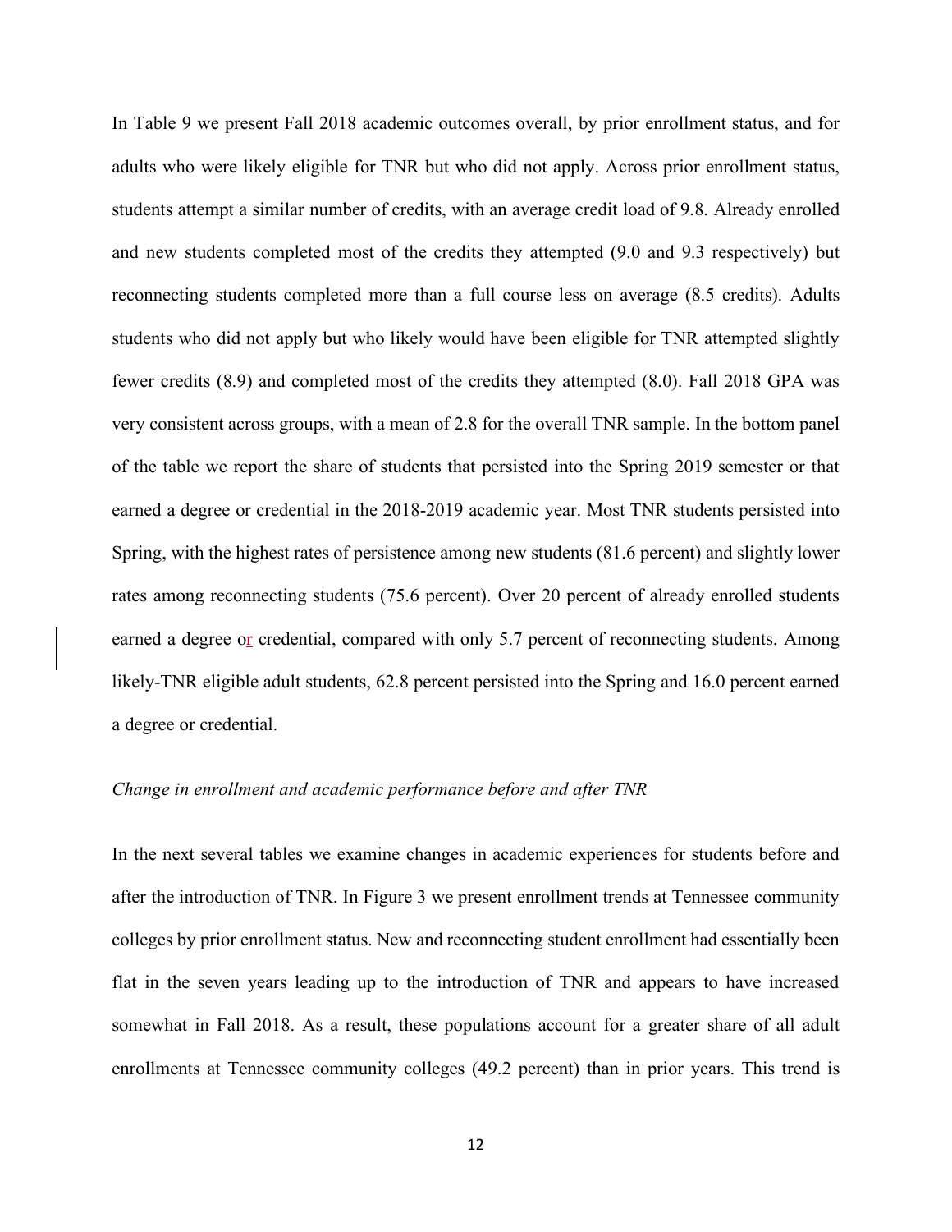In Table 9 we present Fall 2018 academic outcomes overall, by prior enrollment status, and for adults who were likely eligible for TNR but who did not apply. Across prior enrollment status, students attempt a similar number of credits, with an average credit load of 9.8. Already enrolled and new students completed most of the credits they attempted (9.0 and 9.3 respectively) but reconnecting students completed more than a full course less on average (8.5 credits). Adults students who did not apply but who likely would have been eligible for TNR attempted slightly fewer credits (8.9) and completed most of the credits they attempted (8.0). Fall 2018 GPA was very consistent across groups, with a mean of 2.8 for the overall TNR sample. In the bottom panel of the table we report the share of students that persisted into the Spring 2019 semester or that earned a degree or credential in the 2018-2019 academic year. Most TNR students persisted into Spring, with the highest rates of persistence among new students (81.6 percent) and slightly lower rates among reconnecting students (75.6 percent). Over 20 percent of already enrolled students earned a degree or credential, compared with only 5.7 percent of reconnecting students. Among likely-TNR eligible adult students, 62.8 percent persisted into the Spring and 16.0 percent earned a degree or credential.

*Change in enrollment and academic performance before and after TNR*

In the next several tables we examine changes in academic experiences for students before and after the introduction of TNR. In Figure 3 we present enrollment trends at Tennessee community colleges by prior enrollment status. New and reconnecting student enrollment had essentially been flat in the seven years leading up to the introduction of TNR and appears to have increased somewhat in Fall 2018. As a result, these populations account for a greater share of all adult enrollments at Tennessee community colleges (49.2 percent) than in prior years. This trend is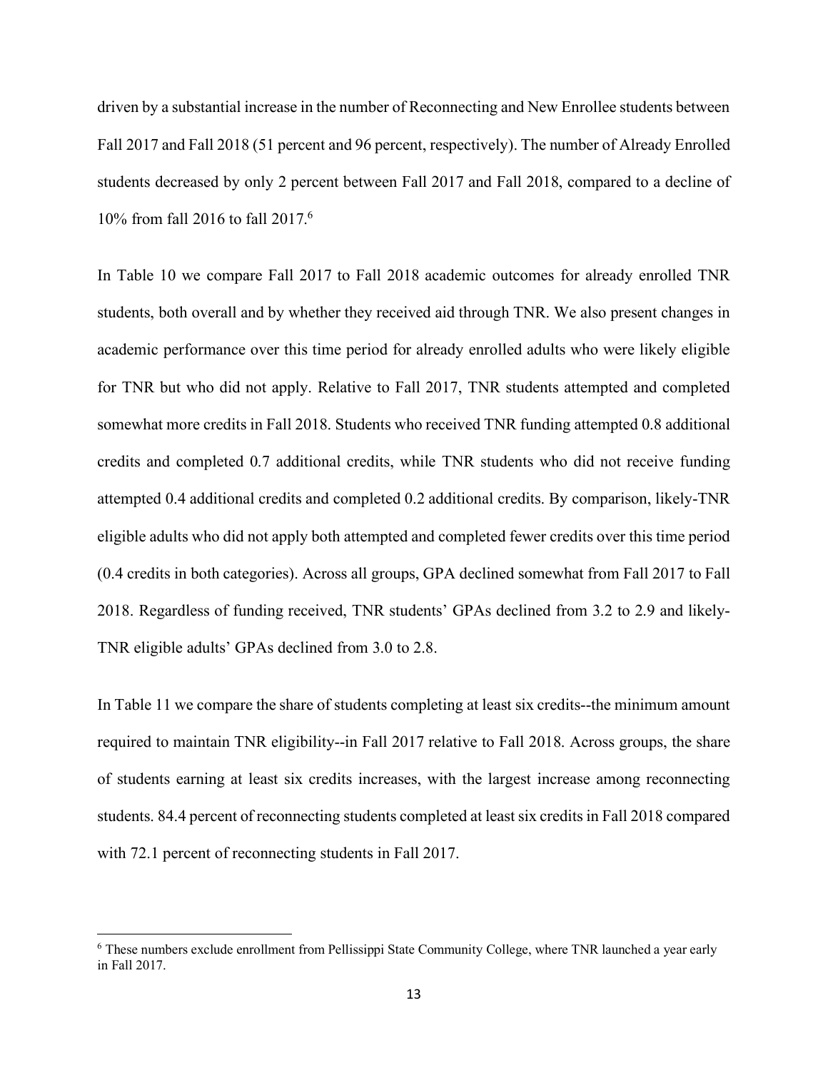driven by a substantial increase in the number of Reconnecting and New Enrollee students between Fall 2017 and Fall 2018 (51 percent and 96 percent, respectively). The number of Already Enrolled students decreased by only 2 percent between Fall 2017 and Fall 2018, compared to a decline of 10% from fall 2016 to fall 2017.[6]

In Table 10 we compare Fall 2017 to Fall 2018 academic outcomes for already enrolled TNR students, both overall and by whether they received aid through TNR. We also present changes in academic performance over this time period for already enrolled adults who were likely eligible for TNR but who did not apply. Relative to Fall 2017, TNR students attempted and completed somewhat more credits in Fall 2018. Students who received TNR funding attempted 0.8 additional credits and completed 0.7 additional credits, while TNR students who did not receive funding attempted 0.4 additional credits and completed 0.2 additional credits. By comparison, likely-TNR eligible adults who did not apply both attempted and completed fewer credits over this time period (0.4 credits in both categories). Across all groups, GPA declined somewhat from Fall 2017 to Fall 2018. Regardless of funding received, TNR students' GPAs declined from 3.2 to 2.9 and likely-TNR eligible adults' GPAs declined from 3.0 to 2.8.

In Table 11 we compare the share of students completing at least six credits--the minimum amount required to maintain TNR eligibility--in Fall 2017 relative to Fall 2018. Across groups, the share of students earning at least six credits increases, with the largest increase among reconnecting students. 84.4 percent of reconnecting students completed at least six credits in Fall 2018 compared with 72.1 percent of reconnecting students in Fall 2017.

[6] These numbers exclude enrollment from Pellissippi State Community College, where TNR launched a year early in Fall 2017.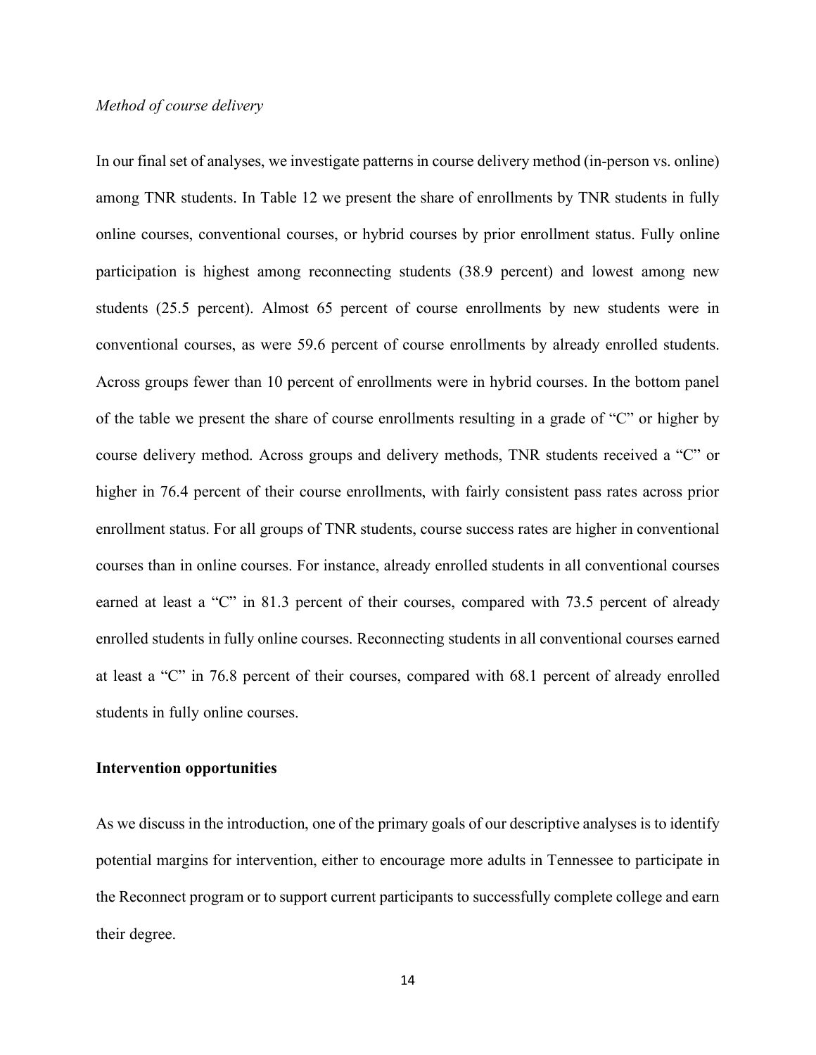*Method of course delivery*

In our final set of analyses, we investigate patterns in course delivery method (in-person vs. online) among TNR students. In Table 12 we present the share of enrollments by TNR students in fully online courses, conventional courses, or hybrid courses by prior enrollment status. Fully online participation is highest among reconnecting students (38.9 percent) and lowest among new students (25.5 percent). Almost 65 percent of course enrollments by new students were in conventional courses, as were 59.6 percent of course enrollments by already enrolled students. Across groups fewer than 10 percent of enrollments were in hybrid courses. In the bottom panel of the table we present the share of course enrollments resulting in a grade of "C" or higher by course delivery method. Across groups and delivery methods, TNR students received a "C" or higher in 76.4 percent of their course enrollments, with fairly consistent pass rates across prior enrollment status. For all groups of TNR students, course success rates are higher in conventional courses than in online courses. For instance, already enrolled students in all conventional courses earned at least a "C" in 81.3 percent of their courses, compared with 73.5 percent of already enrolled students in fully online courses. Reconnecting students in all conventional courses earned at least a "C" in 76.8 percent of their courses, compared with 68.1 percent of already enrolled students in fully online courses.

**Intervention opportunities**

As we discuss in the introduction, one of the primary goals of our descriptive analyses is to identify potential margins for intervention, either to encourage more adults in Tennessee to participate in the Reconnect program or to support current participants to successfully complete college and earn their degree.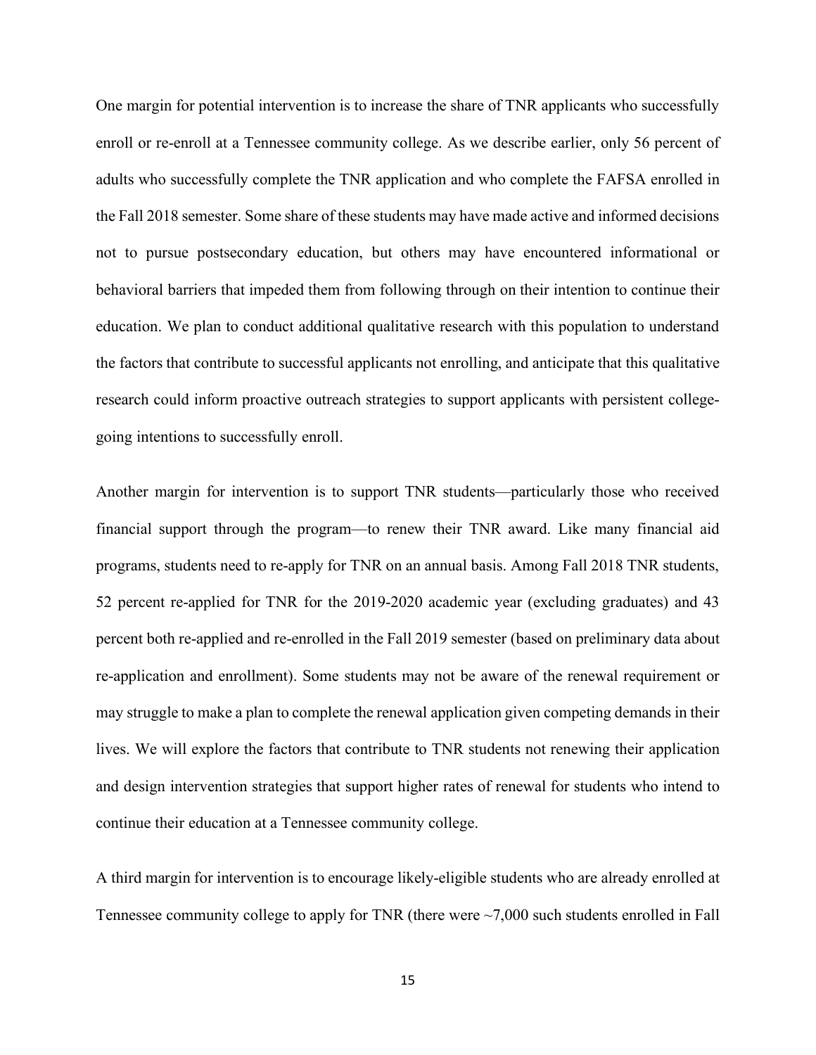One margin for potential intervention is to increase the share of TNR applicants who successfully enroll or re-enroll at a Tennessee community college. As we describe earlier, only 56 percent of adults who successfully complete the TNR application and who complete the FAFSA enrolled in the Fall 2018 semester. Some share of these students may have made active and informed decisions not to pursue postsecondary education, but others may have encountered informational or behavioral barriers that impeded them from following through on their intention to continue their education. We plan to conduct additional qualitative research with this population to understand the factors that contribute to successful applicants not enrolling, and anticipate that this qualitative research could inform proactive outreach strategies to support applicants with persistent college-going intentions to successfully enroll.

Another margin for intervention is to support TNR students—particularly those who received financial support through the program—to renew their TNR award. Like many financial aid programs, students need to re-apply for TNR on an annual basis. Among Fall 2018 TNR students, 52 percent re-applied for TNR for the 2019-2020 academic year (excluding graduates) and 43 percent both re-applied and re-enrolled in the Fall 2019 semester (based on preliminary data about re-application and enrollment). Some students may not be aware of the renewal requirement or may struggle to make a plan to complete the renewal application given competing demands in their lives. We will explore the factors that contribute to TNR students not renewing their application and design intervention strategies that support higher rates of renewal for students who intend to continue their education at a Tennessee community college.

A third margin for intervention is to encourage likely-eligible students who are already enrolled at Tennessee community college to apply for TNR (there were ~7,000 such students enrolled in Fall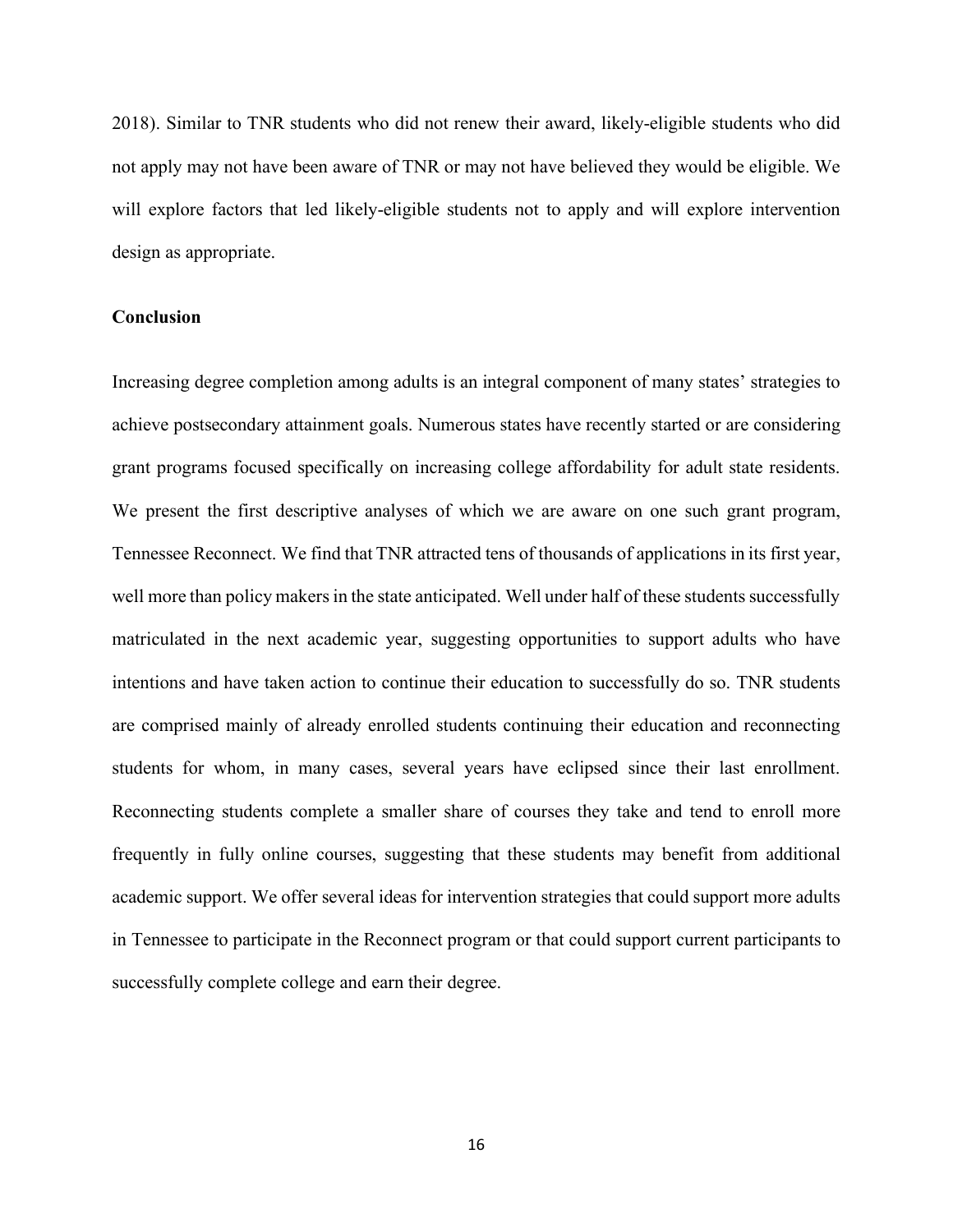2018). Similar to TNR students who did not renew their award, likely-eligible students who did not apply may not have been aware of TNR or may not have believed they would be eligible. We will explore factors that led likely-eligible students not to apply and will explore intervention design as appropriate.

## Conclusion

Increasing degree completion among adults is an integral component of many states' strategies to achieve postsecondary attainment goals. Numerous states have recently started or are considering grant programs focused specifically on increasing college affordability for adult state residents. We present the first descriptive analyses of which we are aware on one such grant program, Tennessee Reconnect. We find that TNR attracted tens of thousands of applications in its first year, well more than policy makers in the state anticipated. Well under half of these students successfully matriculated in the next academic year, suggesting opportunities to support adults who have intentions and have taken action to continue their education to successfully do so. TNR students are comprised mainly of already enrolled students continuing their education and reconnecting students for whom, in many cases, several years have eclipsed since their last enrollment. Reconnecting students complete a smaller share of courses they take and tend to enroll more frequently in fully online courses, suggesting that these students may benefit from additional academic support. We offer several ideas for intervention strategies that could support more adults in Tennessee to participate in the Reconnect program or that could support current participants to successfully complete college and earn their degree.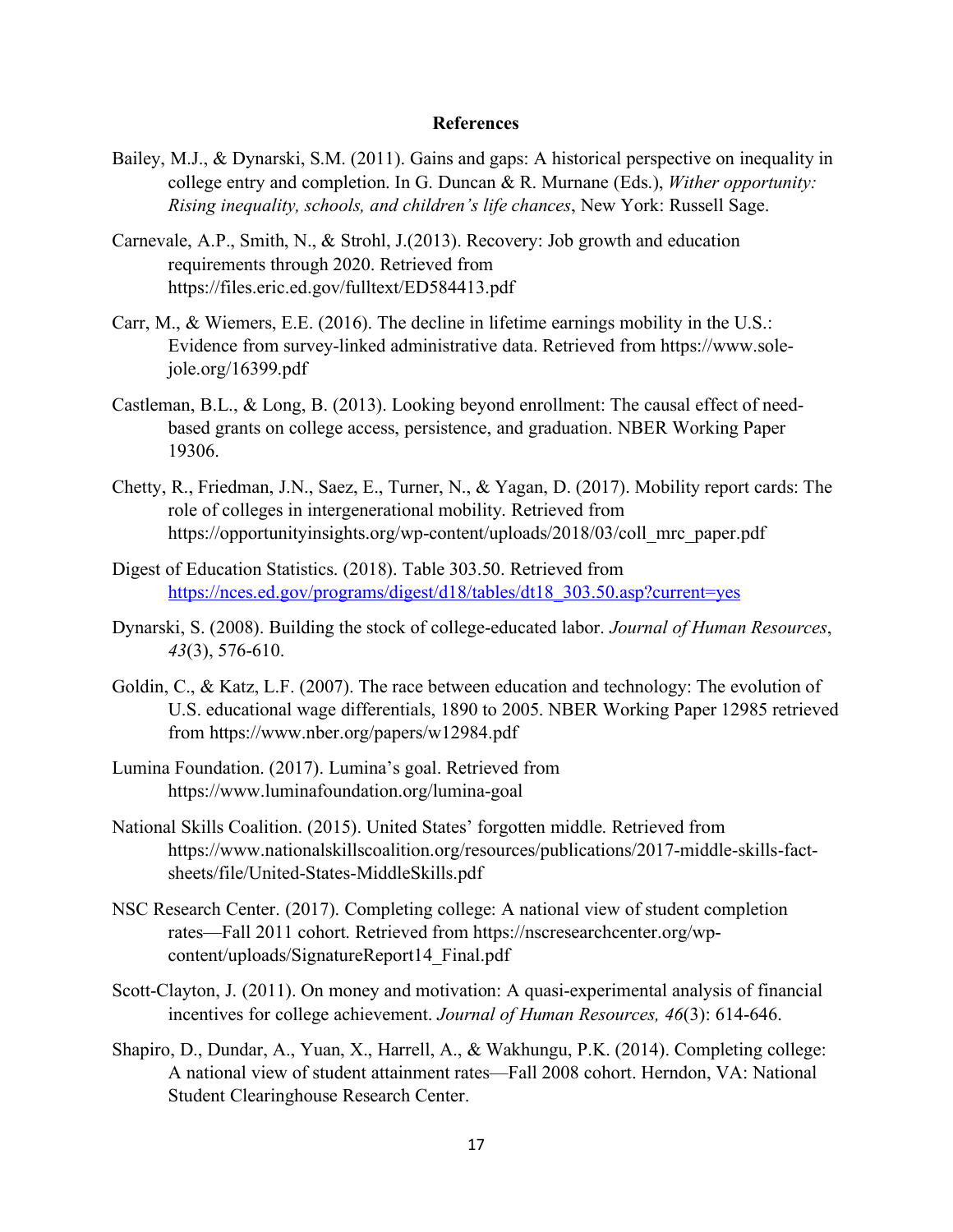## References

Bailey, M.J., & Dynarski, S.M. (2011). Gains and gaps: A historical perspective on inequality in college entry and completion. In G. Duncan & R. Murnane (Eds.), *Wither opportunity: Rising inequality, schools, and children's life chances*, New York: Russell Sage.

Carnevale, A.P., Smith, N., & Strohl, J.(2013). Recovery: Job growth and education requirements through 2020. Retrieved from https://files.eric.ed.gov/fulltext/ED584413.pdf

Carr, M., & Wiemers, E.E. (2016). The decline in lifetime earnings mobility in the U.S.: Evidence from survey-linked administrative data. Retrieved from https://www.sole-jole.org/16399.pdf

Castleman, B.L., & Long, B. (2013). Looking beyond enrollment: The causal effect of need-based grants on college access, persistence, and graduation. NBER Working Paper 19306.

Chetty, R., Friedman, J.N., Saez, E., Turner, N., & Yagan, D. (2017). Mobility report cards: The role of colleges in intergenerational mobility. Retrieved from https://opportunityinsights.org/wp-content/uploads/2018/03/coll_mrc_paper.pdf

Digest of Education Statistics. (2018). Table 303.50. Retrieved from [https://nces.ed.gov/programs/digest/d18/tables/dt18_303.50.asp?current=yes](https://nces.ed.gov/programs/digest/d18/tables/dt18_303.50.asp?current=yes)

Dynarski, S. (2008). Building the stock of college-educated labor. *Journal of Human Resources*, *43*(3), 576-610.

Goldin, C., & Katz, L.F. (2007). The race between education and technology: The evolution of U.S. educational wage differentials, 1890 to 2005. NBER Working Paper 12985 retrieved from https://www.nber.org/papers/w12984.pdf

Lumina Foundation. (2017). Lumina's goal. Retrieved from https://www.luminafoundation.org/lumina-goal

National Skills Coalition. (2015). United States' forgotten middle. Retrieved from https://www.nationalskillscoalition.org/resources/publications/2017-middle-skills-fact-sheets/file/United-States-MiddleSkills.pdf

NSC Research Center. (2017). Completing college: A national view of student completion rates—Fall 2011 cohort. Retrieved from https://nscresearchcenter.org/wp-content/uploads/SignatureReport14_Final.pdf

Scott-Clayton, J. (2011). On money and motivation: A quasi-experimental analysis of financial incentives for college achievement. *Journal of Human Resources, 46*(3): 614-646.

Shapiro, D., Dundar, A., Yuan, X., Harrell, A., & Wakhungu, P.K. (2014). Completing college: A national view of student attainment rates—Fall 2008 cohort. Herndon, VA: National Student Clearinghouse Research Center.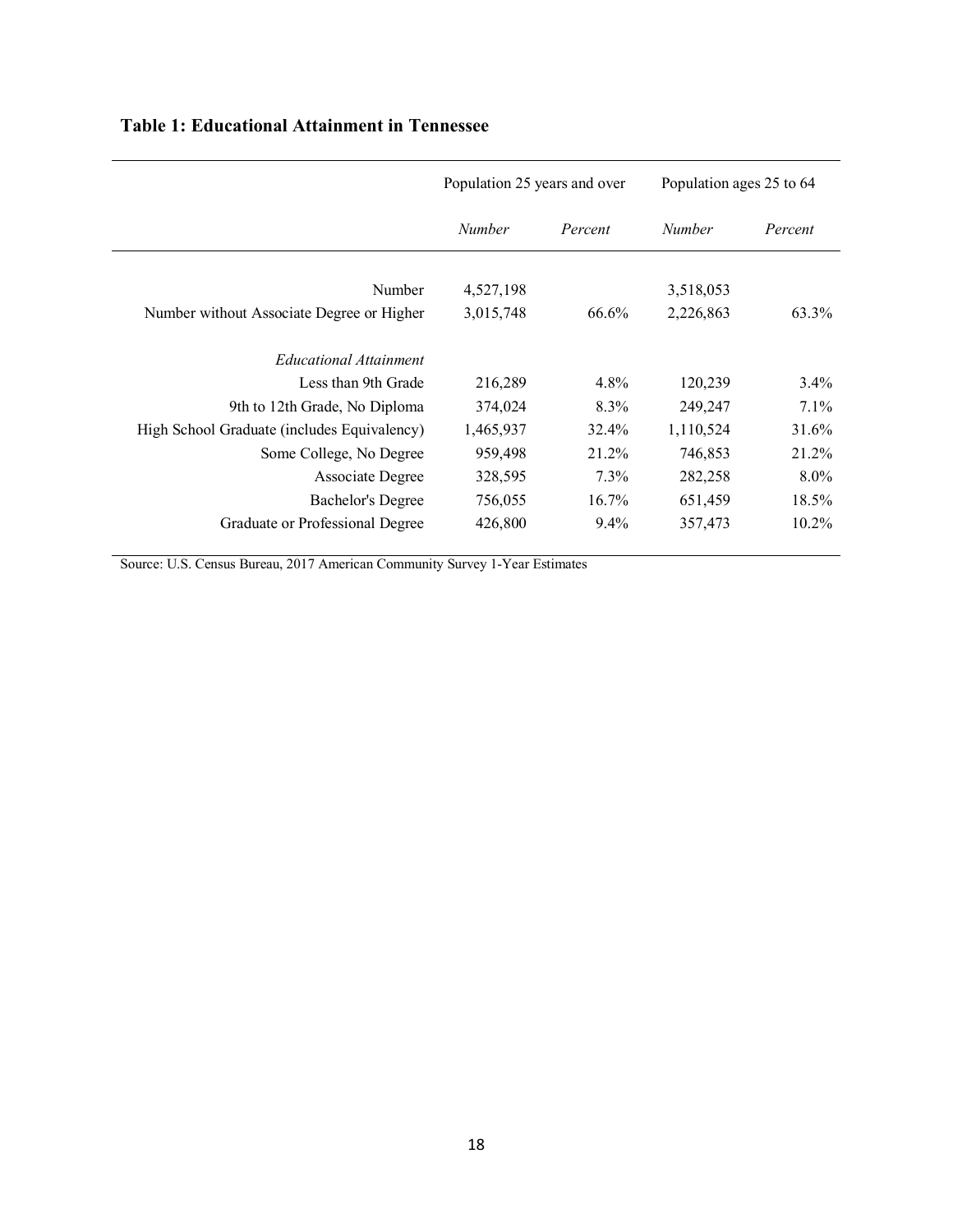**Table 1: Educational Attainment in Tennessee**

| | Population 25 years and over | | Population ages 25 to 64 | |
|---|---|---|---|---|
| | *Number* | *Percent* | *Number* | *Percent* |
| Number | 4,527,198 | | 3,518,053 | |
| Number without Associate Degree or Higher | 3,015,748 | 66.6% | 2,226,863 | 63.3% |
| *Educational Attainment* | | | | |
| Less than 9th Grade | 216,289 | 4.8% | 120,239 | 3.4% |
| 9th to 12th Grade, No Diploma | 374,024 | 8.3% | 249,247 | 7.1% |
| High School Graduate (includes Equivalency) | 1,465,937 | 32.4% | 1,110,524 | 31.6% |
| Some College, No Degree | 959,498 | 21.2% | 746,853 | 21.2% |
| Associate Degree | 328,595 | 7.3% | 282,258 | 8.0% |
| Bachelor's Degree | 756,055 | 16.7% | 651,459 | 18.5% |
| Graduate or Professional Degree | 426,800 | 9.4% | 357,473 | 10.2% |

Source: U.S. Census Bureau, 2017 American Community Survey 1-Year Estimates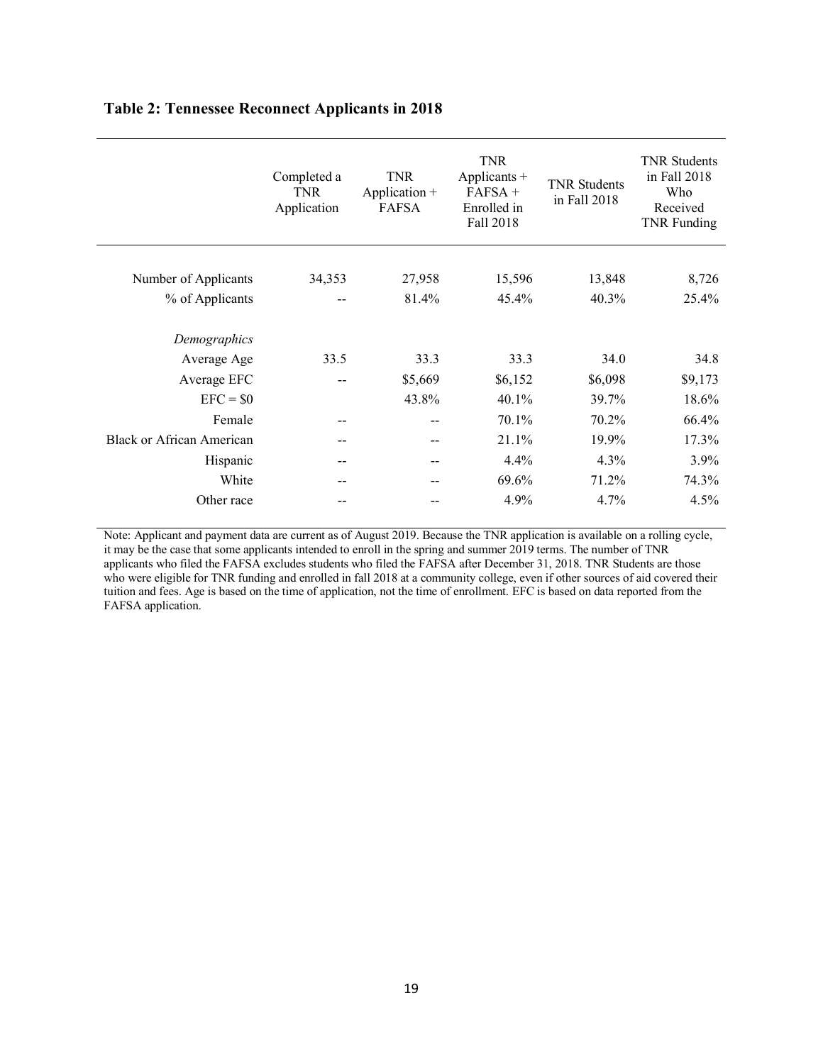**Table 2: Tennessee Reconnect Applicants in 2018**

| | Completed a TNR Application | TNR Application + FAFSA | TNR Applicants + FAFSA + Enrolled in Fall 2018 | TNR Students in Fall 2018 | TNR Students in Fall 2018 Who Received TNR Funding |
|---|---|---|---|---|---|
| Number of Applicants | 34,353 | 27,958 | 15,596 | 13,848 | 8,726 |
| % of Applicants | -- | 81.4% | 45.4% | 40.3% | 25.4% |
| *Demographics* | | | | | |
| Average Age | 33.5 | 33.3 | 33.3 | 34.0 | 34.8 |
| Average EFC | -- | $5,669 | $6,152 | $6,098 | $9,173 |
| EFC = $0 | | 43.8% | 40.1% | 39.7% | 18.6% |
| Female | -- | -- | 70.1% | 70.2% | 66.4% |
| Black or African American | -- | -- | 21.1% | 19.9% | 17.3% |
| Hispanic | -- | -- | 4.4% | 4.3% | 3.9% |
| White | -- | -- | 69.6% | 71.2% | 74.3% |
| Other race | -- | -- | 4.9% | 4.7% | 4.5% |

Note: Applicant and payment data are current as of August 2019. Because the TNR application is available on a rolling cycle, it may be the case that some applicants intended to enroll in the spring and summer 2019 terms. The number of TNR applicants who filed the FAFSA excludes students who filed the FAFSA after December 31, 2018. TNR Students are those who were eligible for TNR funding and enrolled in fall 2018 at a community college, even if other sources of aid covered their tuition and fees. Age is based on the time of application, not the time of enrollment. EFC is based on data reported from the FAFSA application.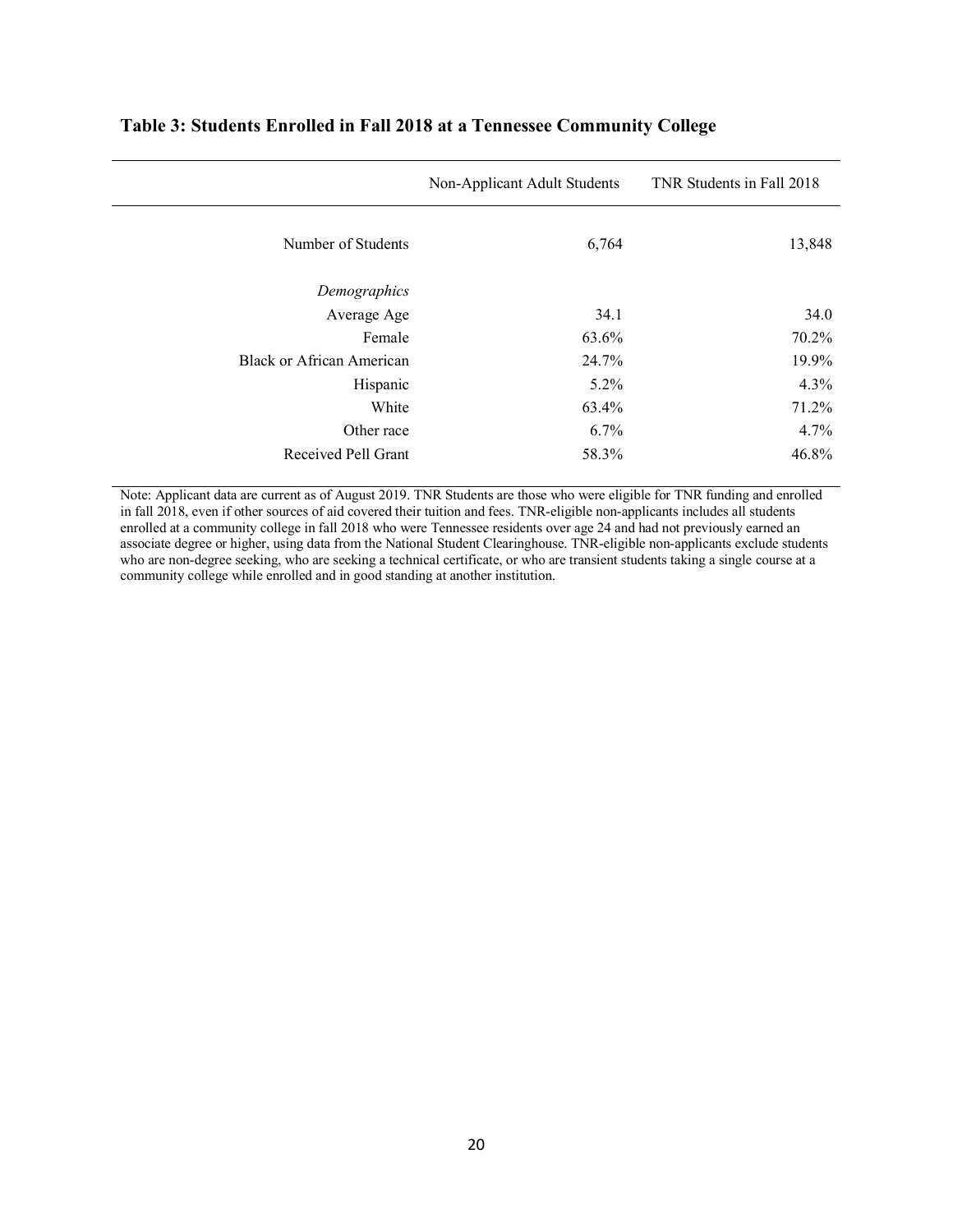**Table 3: Students Enrolled in Fall 2018 at a Tennessee Community College**

| | Non-Applicant Adult Students | TNR Students in Fall 2018 |
|---|---|---|
| Number of Students | 6,764 | 13,848 |
| *Demographics* | | |
| Average Age | 34.1 | 34.0 |
| Female | 63.6% | 70.2% |
| Black or African American | 24.7% | 19.9% |
| Hispanic | 5.2% | 4.3% |
| White | 63.4% | 71.2% |
| Other race | 6.7% | 4.7% |
| Received Pell Grant | 58.3% | 46.8% |

Note: Applicant data are current as of August 2019. TNR Students are those who were eligible for TNR funding and enrolled in fall 2018, even if other sources of aid covered their tuition and fees. TNR-eligible non-applicants includes all students enrolled at a community college in fall 2018 who were Tennessee residents over age 24 and had not previously earned an associate degree or higher, using data from the National Student Clearinghouse. TNR-eligible non-applicants exclude students who are non-degree seeking, who are seeking a technical certificate, or who are transient students taking a single course at a community college while enrolled and in good standing at another institution.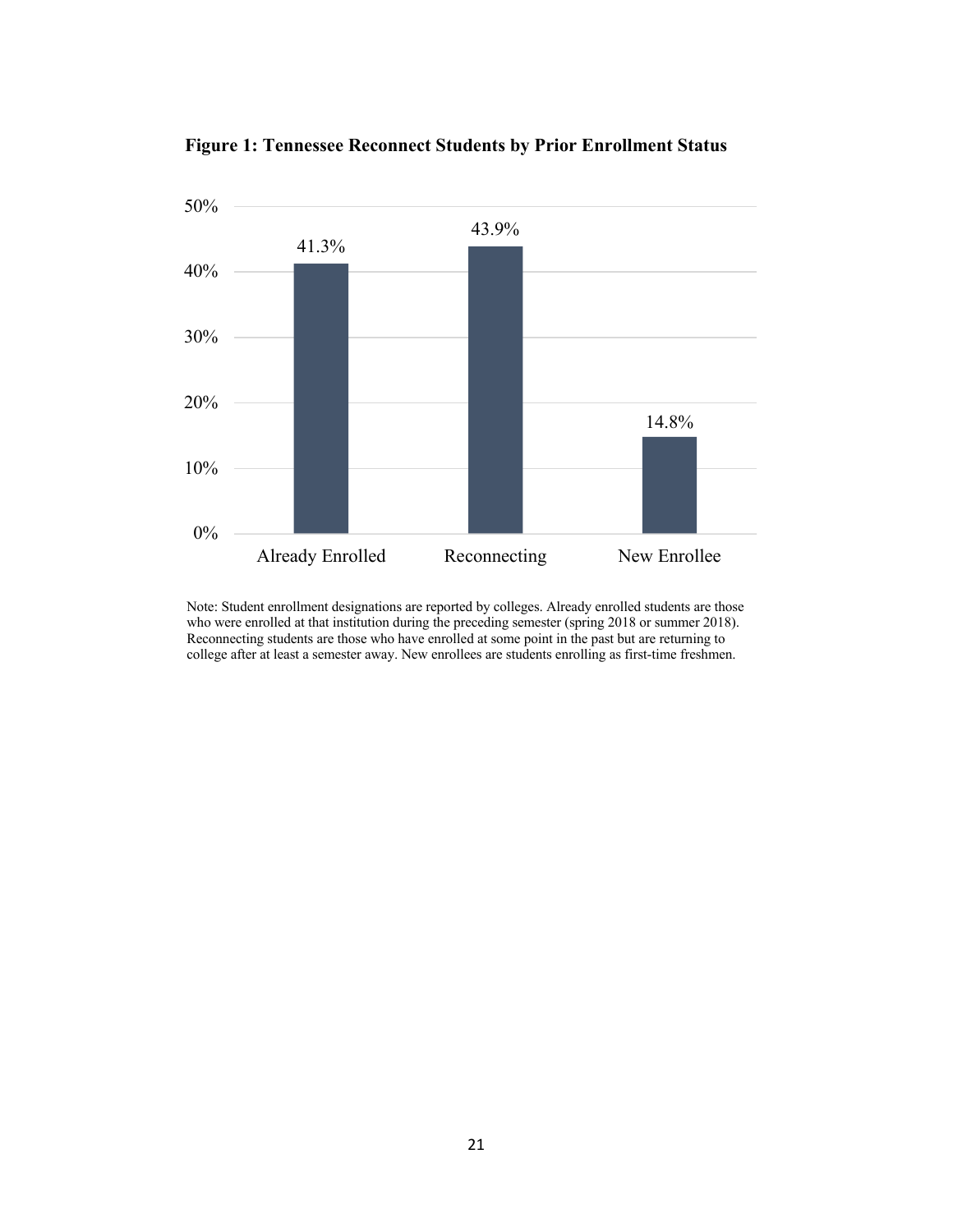**Figure 1: Tennessee Reconnect Students by Prior Enrollment Status**

| Prior Enrollment Status | Percent |
|---|---|
| Already Enrolled | 41.3% |
| Reconnecting | 43.9% |
| New Enrollee | 14.8% |

Note: Student enrollment designations are reported by colleges. Already enrolled students are those who were enrolled at that institution during the preceding semester (spring 2018 or summer 2018). Reconnecting students are those who have enrolled at some point in the past but are returning to college after at least a semester away. New enrollees are students enrolling as first-time freshmen.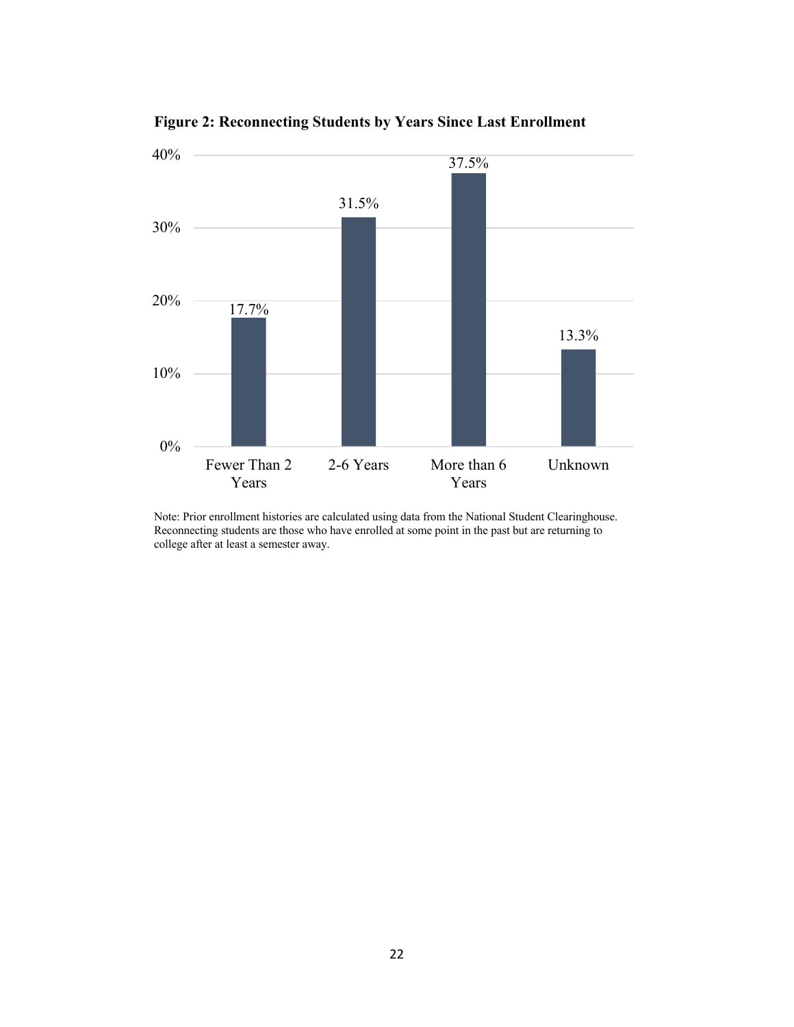**Figure 2: Reconnecting Students by Years Since Last Enrollment**

| Years Since Last Enrollment | Percent |
|---|---|
| Fewer Than 2 Years | 17.7% |
| 2-6 Years | 31.5% |
| More than 6 Years | 37.5% |
| Unknown | 13.3% |

Note: Prior enrollment histories are calculated using data from the National Student Clearinghouse. Reconnecting students are those who have enrolled at some point in the past but are returning to college after at least a semester away.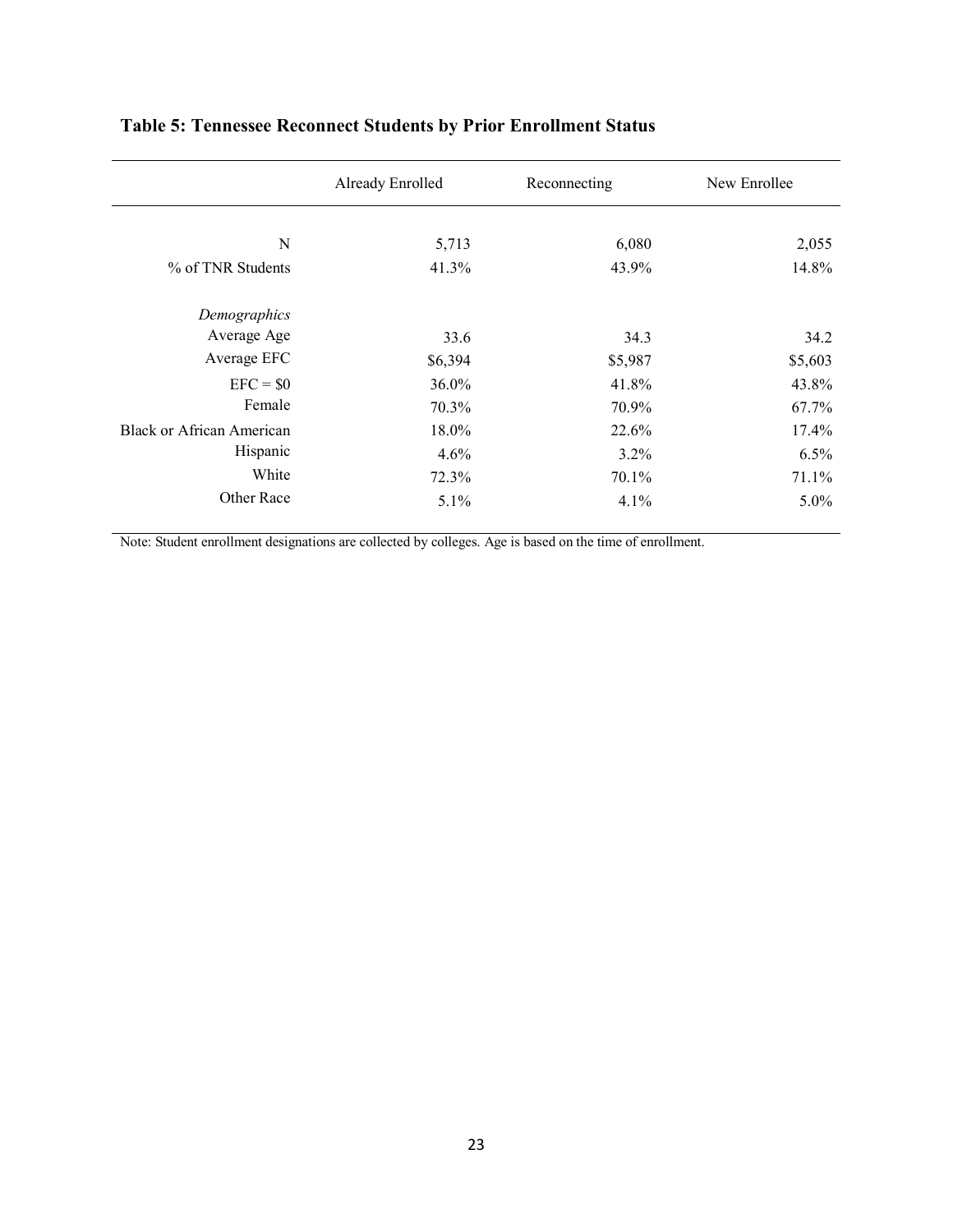**Table 5: Tennessee Reconnect Students by Prior Enrollment Status**

| | Already Enrolled | Reconnecting | New Enrollee |
|---|---|---|---|
| N | 5,713 | 6,080 | 2,055 |
| % of TNR Students | 41.3% | 43.9% | 14.8% |
| *Demographics* | | | |
| Average Age | 33.6 | 34.3 | 34.2 |
| Average EFC | $6,394 | $5,987 | $5,603 |
| EFC = $0 | 36.0% | 41.8% | 43.8% |
| Female | 70.3% | 70.9% | 67.7% |
| Black or African American | 18.0% | 22.6% | 17.4% |
| Hispanic | 4.6% | 3.2% | 6.5% |
| White | 72.3% | 70.1% | 71.1% |
| Other Race | 5.1% | 4.1% | 5.0% |

Note: Student enrollment designations are collected by colleges. Age is based on the time of enrollment.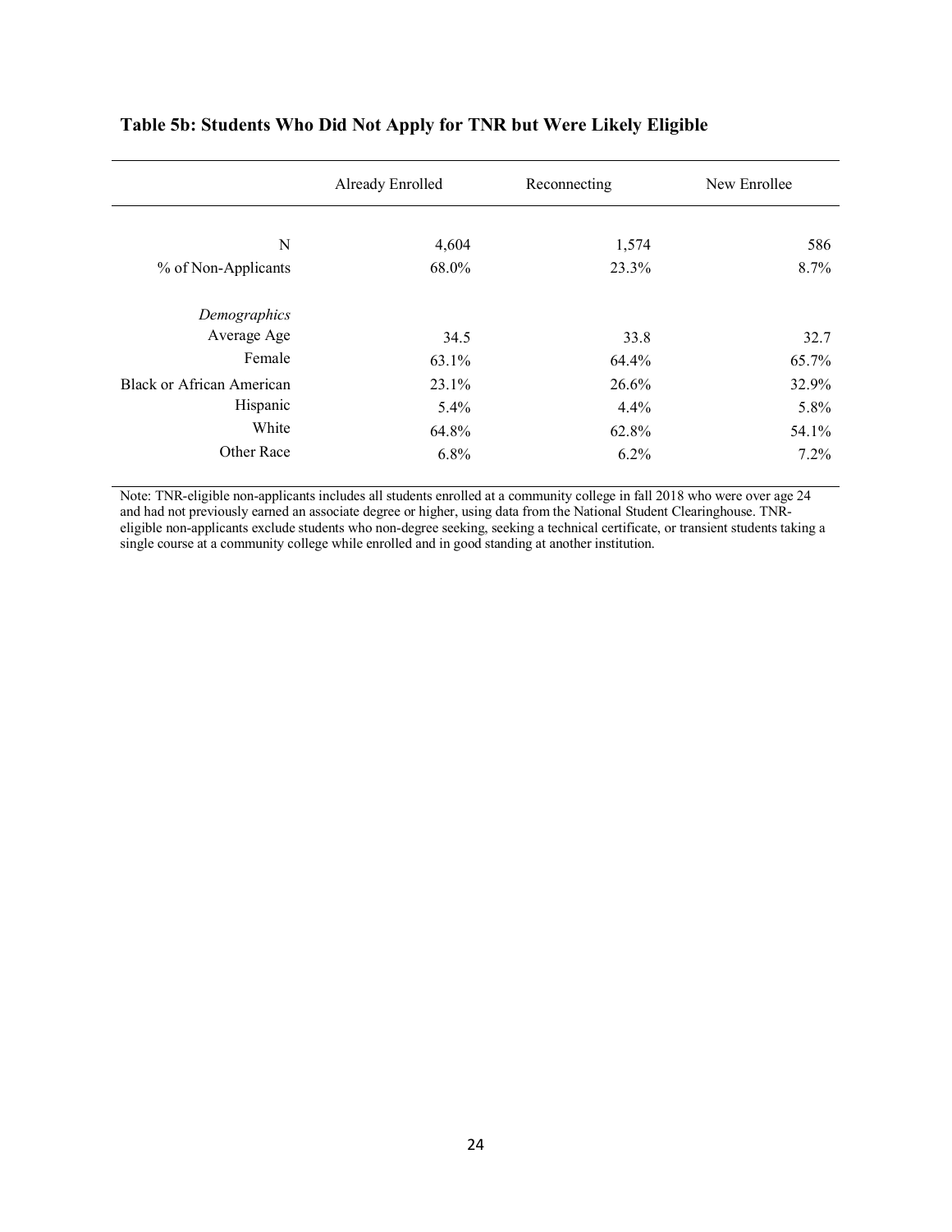**Table 5b: Students Who Did Not Apply for TNR but Were Likely Eligible**

| | Already Enrolled | Reconnecting | New Enrollee |
|---|---|---|---|
| N | 4,604 | 1,574 | 586 |
| % of Non-Applicants | 68.0% | 23.3% | 8.7% |
| *Demographics* | | | |
| Average Age | 34.5 | 33.8 | 32.7 |
| Female | 63.1% | 64.4% | 65.7% |
| Black or African American | 23.1% | 26.6% | 32.9% |
| Hispanic | 5.4% | 4.4% | 5.8% |
| White | 64.8% | 62.8% | 54.1% |
| Other Race | 6.8% | 6.2% | 7.2% |

Note: TNR-eligible non-applicants includes all students enrolled at a community college in fall 2018 who were over age 24 and had not previously earned an associate degree or higher, using data from the National Student Clearinghouse. TNR-eligible non-applicants exclude students who non-degree seeking, seeking a technical certificate, or transient students taking a single course at a community college while enrolled and in good standing at another institution.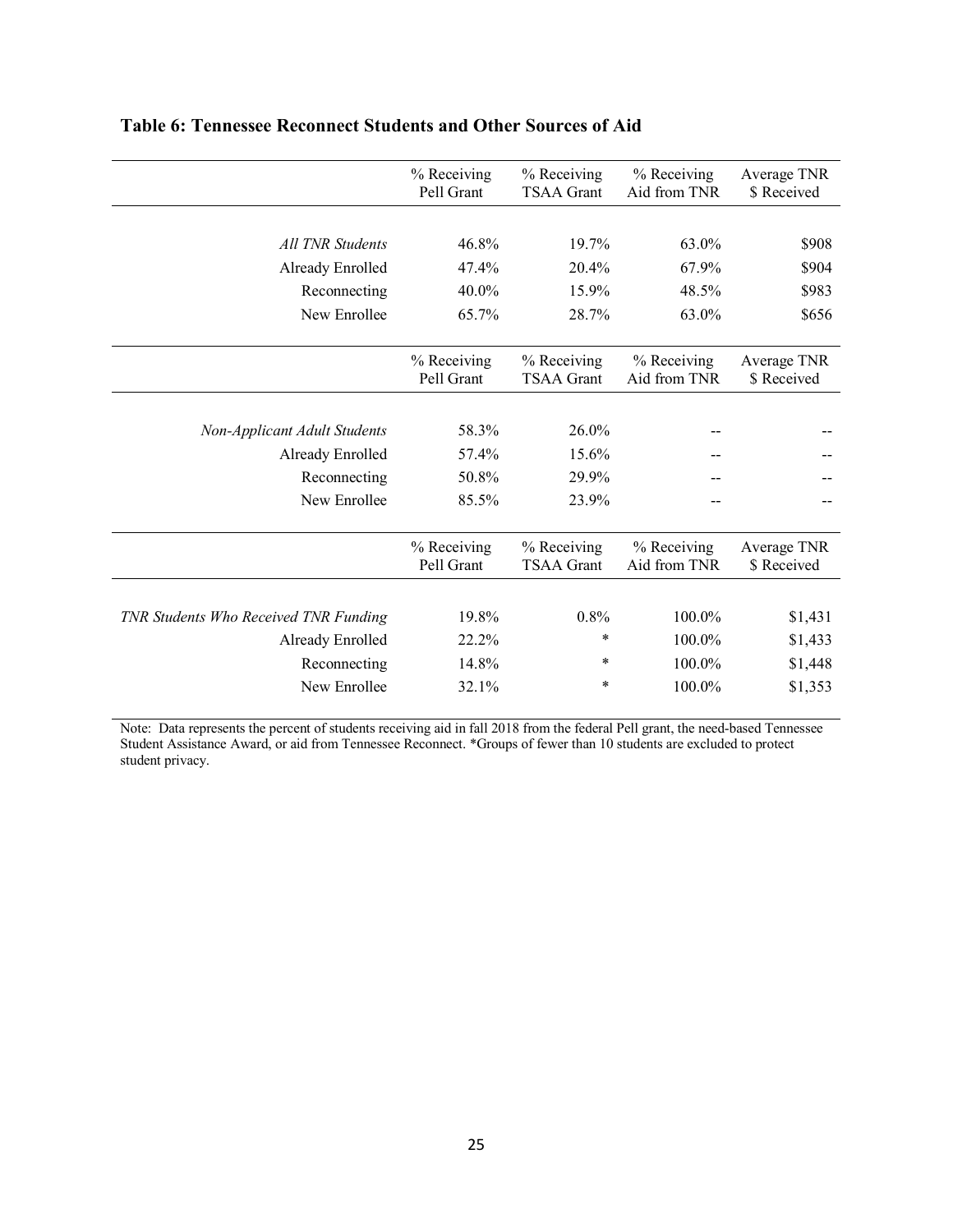### Table 6: Tennessee Reconnect Students and Other Sources of Aid

| | % Receiving Pell Grant | % Receiving TSAA Grant | % Receiving Aid from TNR | Average TNR $ Received |
|---|---|---|---|---|
| *All TNR Students* | 46.8% | 19.7% | 63.0% | $908 |
| Already Enrolled | 47.4% | 20.4% | 67.9% | $904 |
| Reconnecting | 40.0% | 15.9% | 48.5% | $983 |
| New Enrollee | 65.7% | 28.7% | 63.0% | $656 |
| | **% Receiving Pell Grant** | **% Receiving TSAA Grant** | **% Receiving Aid from TNR** | **Average TNR $ Received** |
| *Non-Applicant Adult Students* | 58.3% | 26.0% | -- | -- |
| Already Enrolled | 57.4% | 15.6% | -- | -- |
| Reconnecting | 50.8% | 29.9% | -- | -- |
| New Enrollee | 85.5% | 23.9% | -- | -- |
| | **% Receiving Pell Grant** | **% Receiving TSAA Grant** | **% Receiving Aid from TNR** | **Average TNR $ Received** |
| *TNR Students Who Received TNR Funding* | 19.8% | 0.8% | 100.0% | $1,431 |
| Already Enrolled | 22.2% | * | 100.0% | $1,433 |
| Reconnecting | 14.8% | * | 100.0% | $1,448 |
| New Enrollee | 32.1% | * | 100.0% | $1,353 |

Note: Data represents the percent of students receiving aid in fall 2018 from the federal Pell grant, the need-based Tennessee Student Assistance Award, or aid from Tennessee Reconnect. *Groups of fewer than 10 students are excluded to protect student privacy.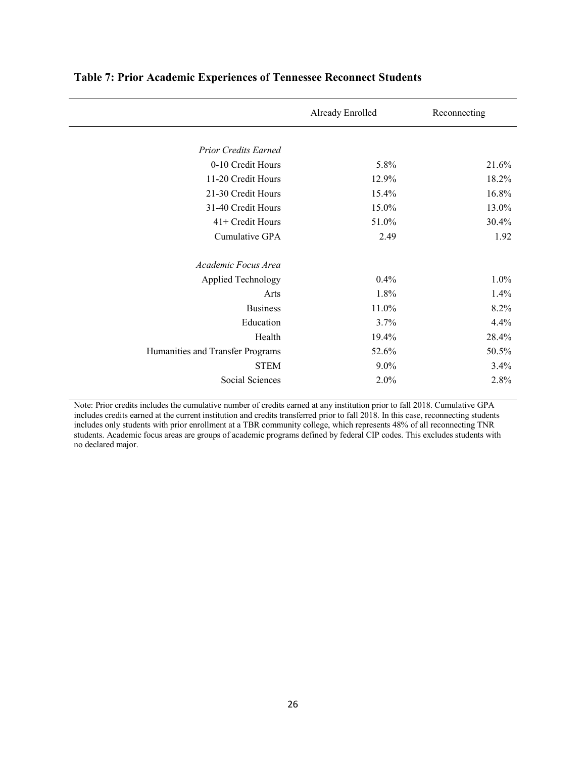**Table 7: Prior Academic Experiences of Tennessee Reconnect Students**

| | Already Enrolled | Reconnecting |
|---|---|---|
| *Prior Credits Earned* | | |
| 0-10 Credit Hours | 5.8% | 21.6% |
| 11-20 Credit Hours | 12.9% | 18.2% |
| 21-30 Credit Hours | 15.4% | 16.8% |
| 31-40 Credit Hours | 15.0% | 13.0% |
| 41+ Credit Hours | 51.0% | 30.4% |
| Cumulative GPA | 2.49 | 1.92 |
| *Academic Focus Area* | | |
| Applied Technology | 0.4% | 1.0% |
| Arts | 1.8% | 1.4% |
| Business | 11.0% | 8.2% |
| Education | 3.7% | 4.4% |
| Health | 19.4% | 28.4% |
| Humanities and Transfer Programs | 52.6% | 50.5% |
| STEM | 9.0% | 3.4% |
| Social Sciences | 2.0% | 2.8% |

Note: Prior credits includes the cumulative number of credits earned at any institution prior to fall 2018. Cumulative GPA includes credits earned at the current institution and credits transferred prior to fall 2018. In this case, reconnecting students includes only students with prior enrollment at a TBR community college, which represents 48% of all reconnecting TNR students. Academic focus areas are groups of academic programs defined by federal CIP codes. This excludes students with no declared major.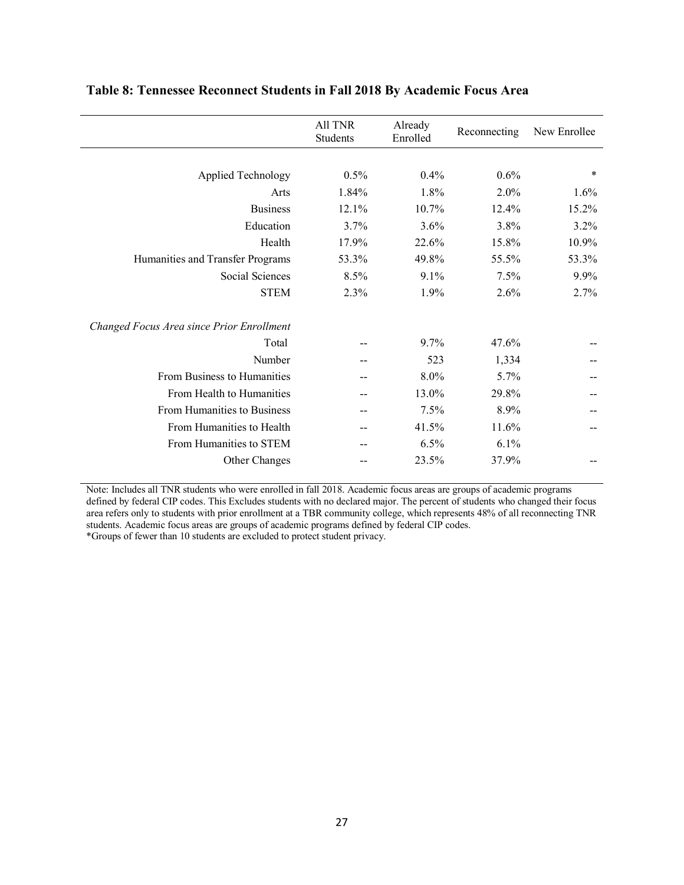**Table 8: Tennessee Reconnect Students in Fall 2018 By Academic Focus Area**

| | All TNR Students | Already Enrolled | Reconnecting | New Enrollee |
|---|---|---|---|---|
| Applied Technology | 0.5% | 0.4% | 0.6% | * |
| Arts | 1.84% | 1.8% | 2.0% | 1.6% |
| Business | 12.1% | 10.7% | 12.4% | 15.2% |
| Education | 3.7% | 3.6% | 3.8% | 3.2% |
| Health | 17.9% | 22.6% | 15.8% | 10.9% |
| Humanities and Transfer Programs | 53.3% | 49.8% | 55.5% | 53.3% |
| Social Sciences | 8.5% | 9.1% | 7.5% | 9.9% |
| STEM | 2.3% | 1.9% | 2.6% | 2.7% |
| *Changed Focus Area since Prior Enrollment* | | | | |
| Total | -- | 9.7% | 47.6% | -- |
| Number | -- | 523 | 1,334 | -- |
| From Business to Humanities | -- | 8.0% | 5.7% | -- |
| From Health to Humanities | -- | 13.0% | 29.8% | -- |
| From Humanities to Business | -- | 7.5% | 8.9% | -- |
| From Humanities to Health | -- | 41.5% | 11.6% | -- |
| From Humanities to STEM | -- | 6.5% | 6.1% | |
| Other Changes | -- | 23.5% | 37.9% | -- |

Note: Includes all TNR students who were enrolled in fall 2018. Academic focus areas are groups of academic programs defined by federal CIP codes. This Excludes students with no declared major. The percent of students who changed their focus area refers only to students with prior enrollment at a TBR community college, which represents 48% of all reconnecting TNR students. Academic focus areas are groups of academic programs defined by federal CIP codes.
*Groups of fewer than 10 students are excluded to protect student privacy.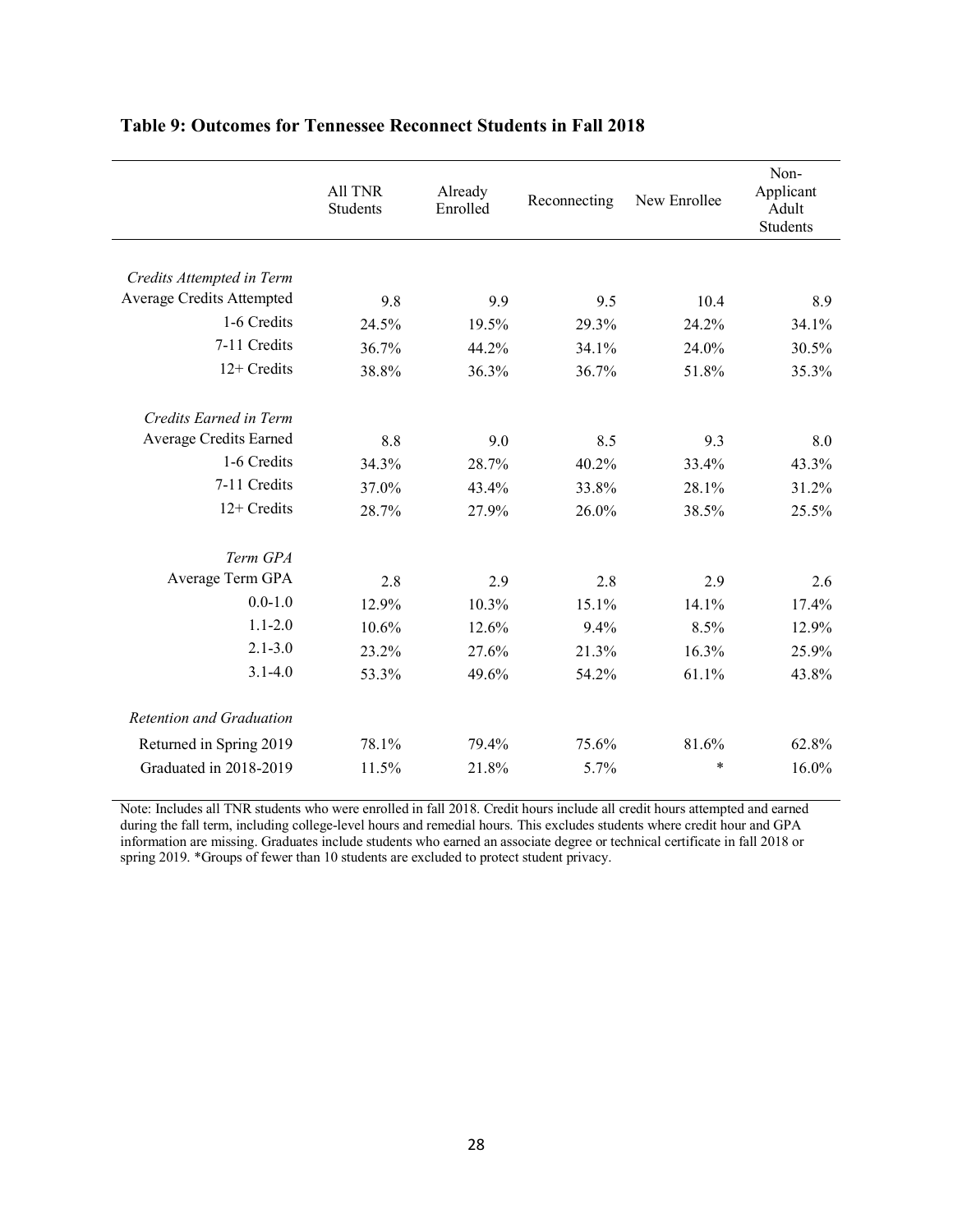**Table 9: Outcomes for Tennessee Reconnect Students in Fall 2018**

| | All TNR Students | Already Enrolled | Reconnecting | New Enrollee | Non-Applicant Adult Students |
|---|---|---|---|---|---|
| *Credits Attempted in Term* | | | | | |
| Average Credits Attempted | 9.8 | 9.9 | 9.5 | 10.4 | 8.9 |
| 1-6 Credits | 24.5% | 19.5% | 29.3% | 24.2% | 34.1% |
| 7-11 Credits | 36.7% | 44.2% | 34.1% | 24.0% | 30.5% |
| 12+ Credits | 38.8% | 36.3% | 36.7% | 51.8% | 35.3% |
| *Credits Earned in Term* | | | | | |
| Average Credits Earned | 8.8 | 9.0 | 8.5 | 9.3 | 8.0 |
| 1-6 Credits | 34.3% | 28.7% | 40.2% | 33.4% | 43.3% |
| 7-11 Credits | 37.0% | 43.4% | 33.8% | 28.1% | 31.2% |
| 12+ Credits | 28.7% | 27.9% | 26.0% | 38.5% | 25.5% |
| *Term GPA* | | | | | |
| Average Term GPA | 2.8 | 2.9 | 2.8 | 2.9 | 2.6 |
| 0.0-1.0 | 12.9% | 10.3% | 15.1% | 14.1% | 17.4% |
| 1.1-2.0 | 10.6% | 12.6% | 9.4% | 8.5% | 12.9% |
| 2.1-3.0 | 23.2% | 27.6% | 21.3% | 16.3% | 25.9% |
| 3.1-4.0 | 53.3% | 49.6% | 54.2% | 61.1% | 43.8% |
| *Retention and Graduation* | | | | | |
| Returned in Spring 2019 | 78.1% | 79.4% | 75.6% | 81.6% | 62.8% |
| Graduated in 2018-2019 | 11.5% | 21.8% | 5.7% | * | 16.0% |

Note: Includes all TNR students who were enrolled in fall 2018. Credit hours include all credit hours attempted and earned during the fall term, including college-level hours and remedial hours. This excludes students where credit hour and GPA information are missing. Graduates include students who earned an associate degree or technical certificate in fall 2018 or spring 2019. *Groups of fewer than 10 students are excluded to protect student privacy.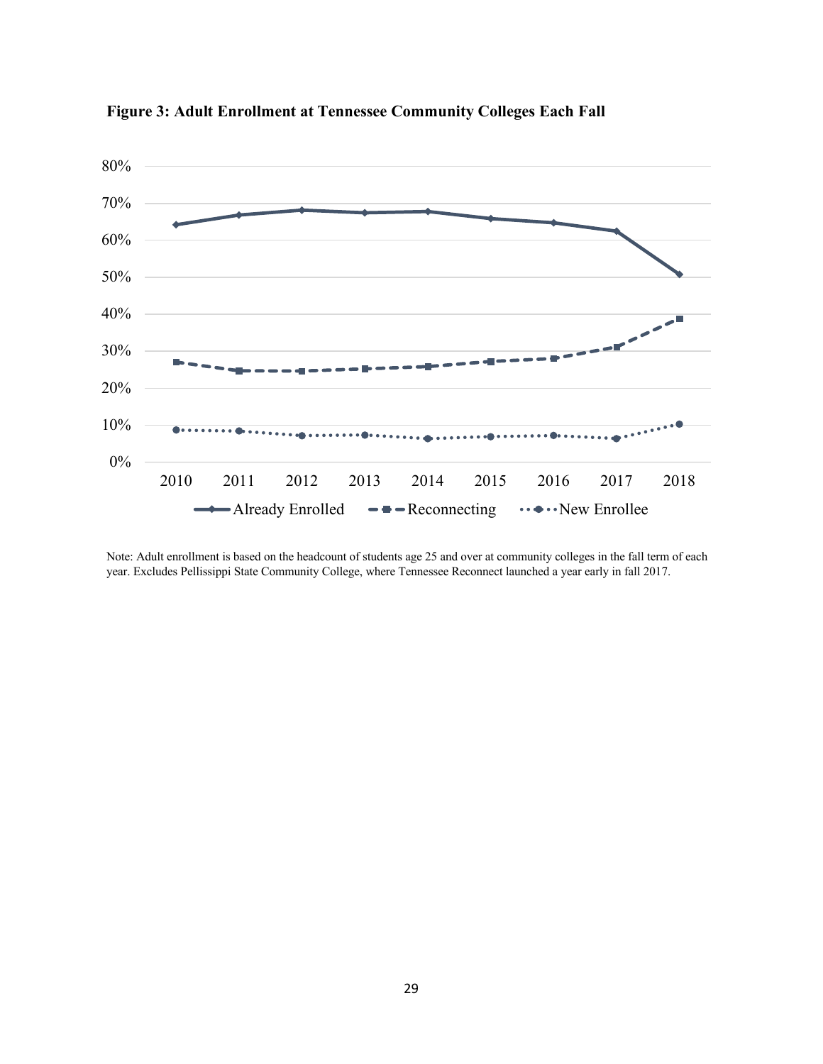**Figure 3: Adult Enrollment at Tennessee Community Colleges Each Fall**

Note: Adult enrollment is based on the headcount of students age 25 and over at community colleges in the fall term of each year. Excludes Pellissippi State Community College, where Tennessee Reconnect launched a year early in fall 2017.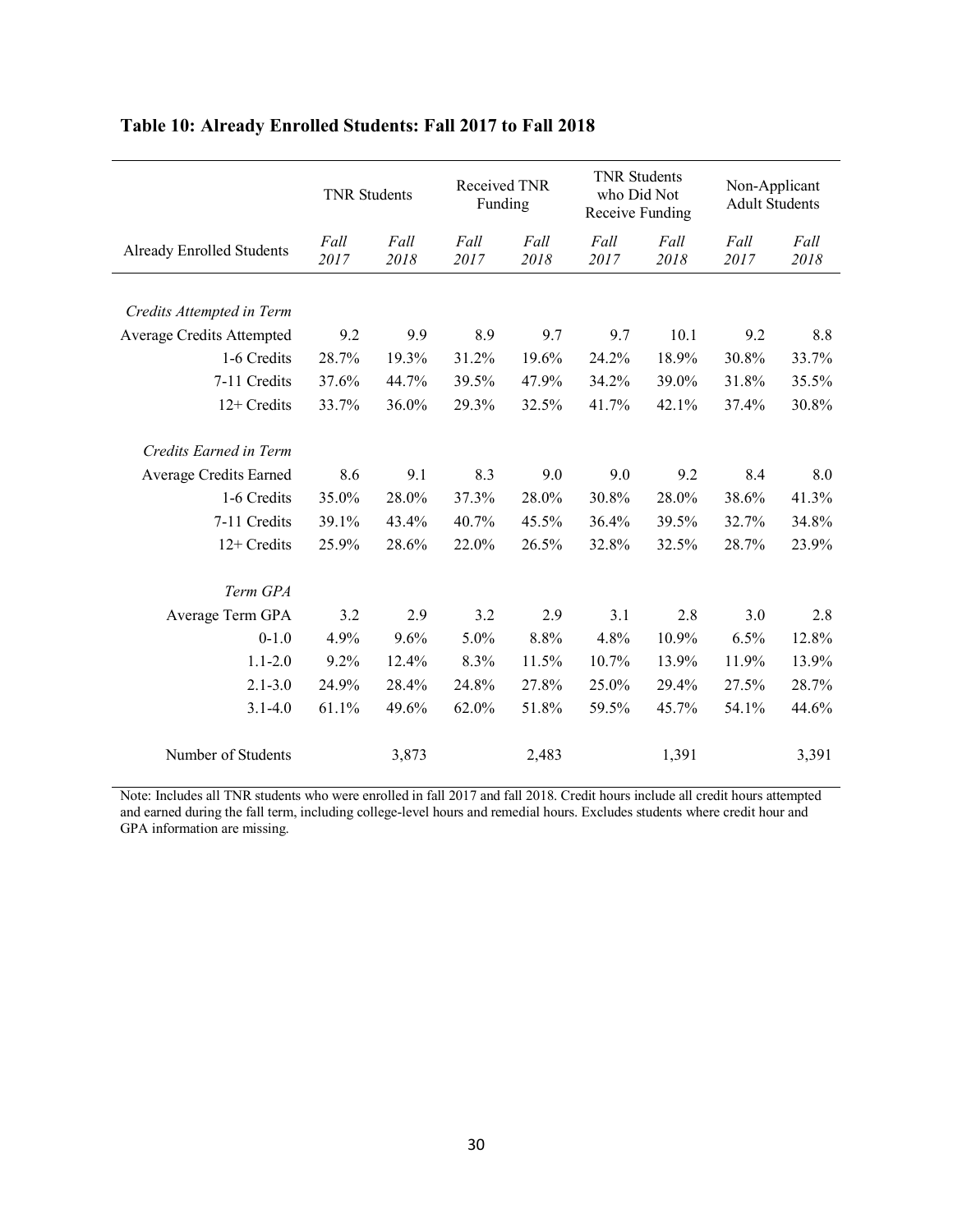**Table 10: Already Enrolled Students: Fall 2017 to Fall 2018**

| | TNR Students | | Received TNR Funding | | TNR Students who Did Not Receive Funding | | Non-Applicant Adult Students | |
|---|---|---|---|---|---|---|---|---|
| Already Enrolled Students | *Fall 2017* | *Fall 2018* | *Fall 2017* | *Fall 2018* | *Fall 2017* | *Fall 2018* | *Fall 2017* | *Fall 2018* |
| *Credits Attempted in Term* | | | | | | | | |
| Average Credits Attempted | 9.2 | 9.9 | 8.9 | 9.7 | 9.7 | 10.1 | 9.2 | 8.8 |
| 1-6 Credits | 28.7% | 19.3% | 31.2% | 19.6% | 24.2% | 18.9% | 30.8% | 33.7% |
| 7-11 Credits | 37.6% | 44.7% | 39.5% | 47.9% | 34.2% | 39.0% | 31.8% | 35.5% |
| 12+ Credits | 33.7% | 36.0% | 29.3% | 32.5% | 41.7% | 42.1% | 37.4% | 30.8% |
| *Credits Earned in Term* | | | | | | | | |
| Average Credits Earned | 8.6 | 9.1 | 8.3 | 9.0 | 9.0 | 9.2 | 8.4 | 8.0 |
| 1-6 Credits | 35.0% | 28.0% | 37.3% | 28.0% | 30.8% | 28.0% | 38.6% | 41.3% |
| 7-11 Credits | 39.1% | 43.4% | 40.7% | 45.5% | 36.4% | 39.5% | 32.7% | 34.8% |
| 12+ Credits | 25.9% | 28.6% | 22.0% | 26.5% | 32.8% | 32.5% | 28.7% | 23.9% |
| *Term GPA* | | | | | | | | |
| Average Term GPA | 3.2 | 2.9 | 3.2 | 2.9 | 3.1 | 2.8 | 3.0 | 2.8 |
| 0-1.0 | 4.9% | 9.6% | 5.0% | 8.8% | 4.8% | 10.9% | 6.5% | 12.8% |
| 1.1-2.0 | 9.2% | 12.4% | 8.3% | 11.5% | 10.7% | 13.9% | 11.9% | 13.9% |
| 2.1-3.0 | 24.9% | 28.4% | 24.8% | 27.8% | 25.0% | 29.4% | 27.5% | 28.7% |
| 3.1-4.0 | 61.1% | 49.6% | 62.0% | 51.8% | 59.5% | 45.7% | 54.1% | 44.6% |
| Number of Students | | 3,873 | | 2,483 | | 1,391 | | 3,391 |

Note: Includes all TNR students who were enrolled in fall 2017 and fall 2018. Credit hours include all credit hours attempted and earned during the fall term, including college-level hours and remedial hours. Excludes students where credit hour and GPA information are missing.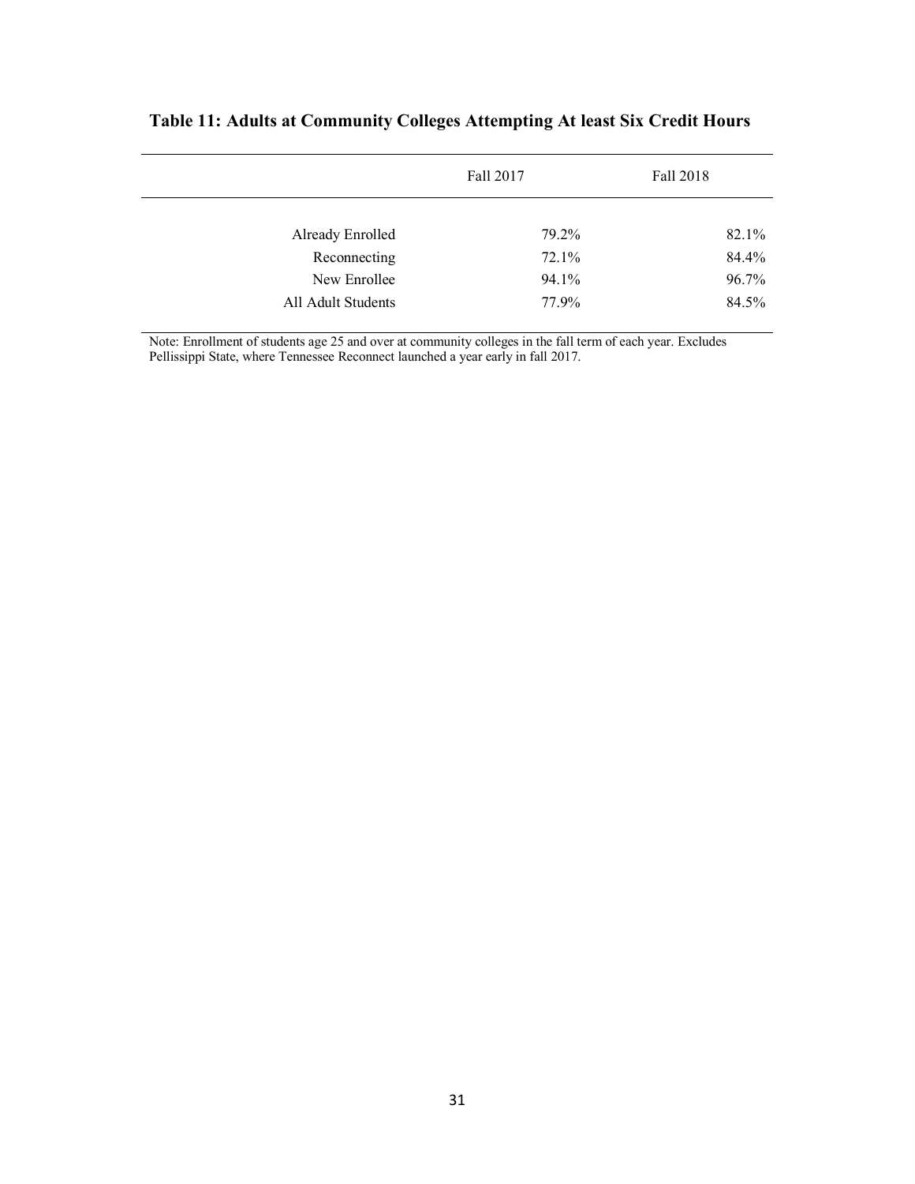**Table 11: Adults at Community Colleges Attempting At least Six Credit Hours**

| | Fall 2017 | Fall 2018 |
|---|---|---|
| Already Enrolled | 79.2% | 82.1% |
| Reconnecting | 72.1% | 84.4% |
| New Enrollee | 94.1% | 96.7% |
| All Adult Students | 77.9% | 84.5% |

Note: Enrollment of students age 25 and over at community colleges in the fall term of each year. Excludes Pellissippi State, where Tennessee Reconnect launched a year early in fall 2017.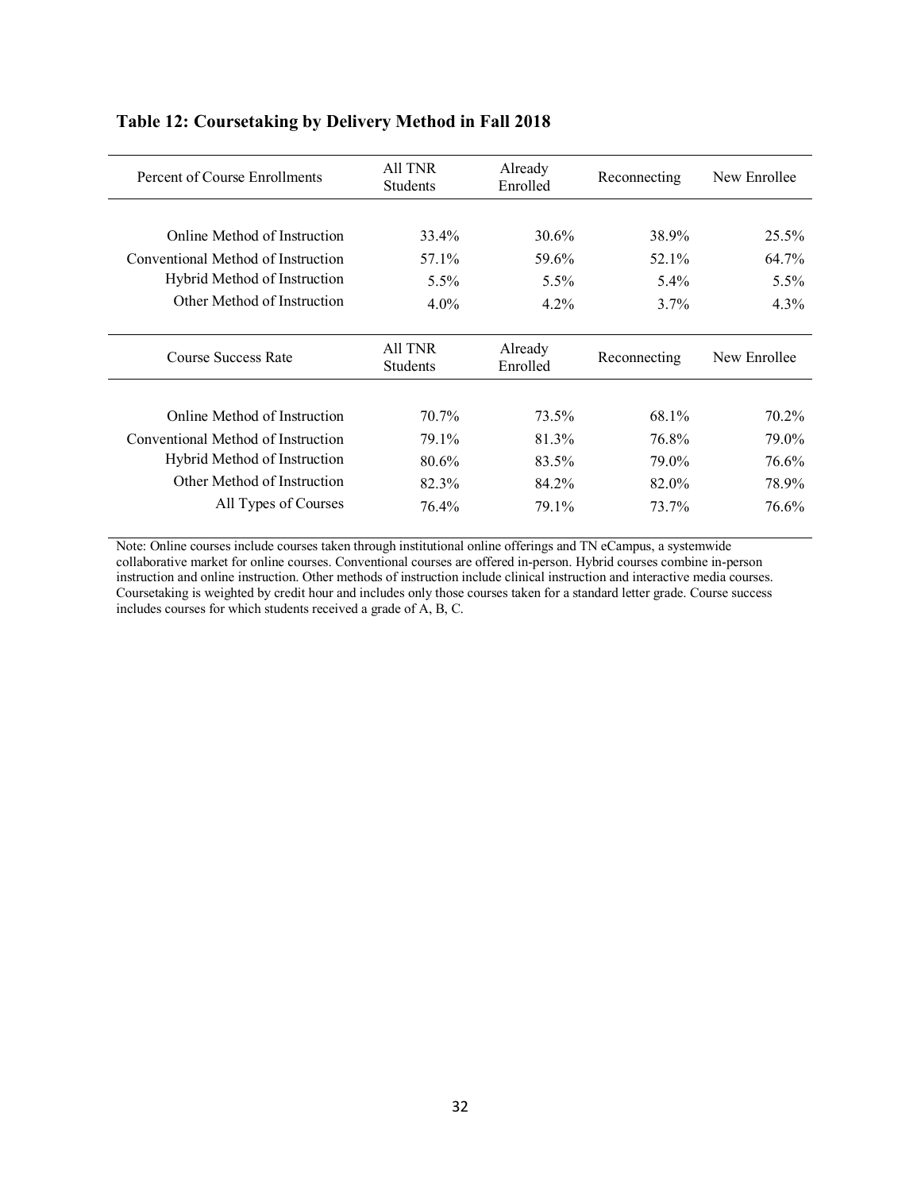**Table 12: Coursetaking by Delivery Method in Fall 2018**

| Percent of Course Enrollments | All TNR Students | Already Enrolled | Reconnecting | New Enrollee |
|---|---|---|---|---|
| Online Method of Instruction | 33.4% | 30.6% | 38.9% | 25.5% |
| Conventional Method of Instruction | 57.1% | 59.6% | 52.1% | 64.7% |
| Hybrid Method of Instruction | 5.5% | 5.5% | 5.4% | 5.5% |
| Other Method of Instruction | 4.0% | 4.2% | 3.7% | 4.3% |
| **Course Success Rate** | **All TNR Students** | **Already Enrolled** | **Reconnecting** | **New Enrollee** |
| Online Method of Instruction | 70.7% | 73.5% | 68.1% | 70.2% |
| Conventional Method of Instruction | 79.1% | 81.3% | 76.8% | 79.0% |
| Hybrid Method of Instruction | 80.6% | 83.5% | 79.0% | 76.6% |
| Other Method of Instruction | 82.3% | 84.2% | 82.0% | 78.9% |
| All Types of Courses | 76.4% | 79.1% | 73.7% | 76.6% |

Note: Online courses include courses taken through institutional online offerings and TN eCampus, a systemwide collaborative market for online courses. Conventional courses are offered in-person. Hybrid courses combine in-person instruction and online instruction. Other methods of instruction include clinical instruction and interactive media courses. Coursetaking is weighted by credit hour and includes only those courses taken for a standard letter grade. Course success includes courses for which students received a grade of A, B, C.